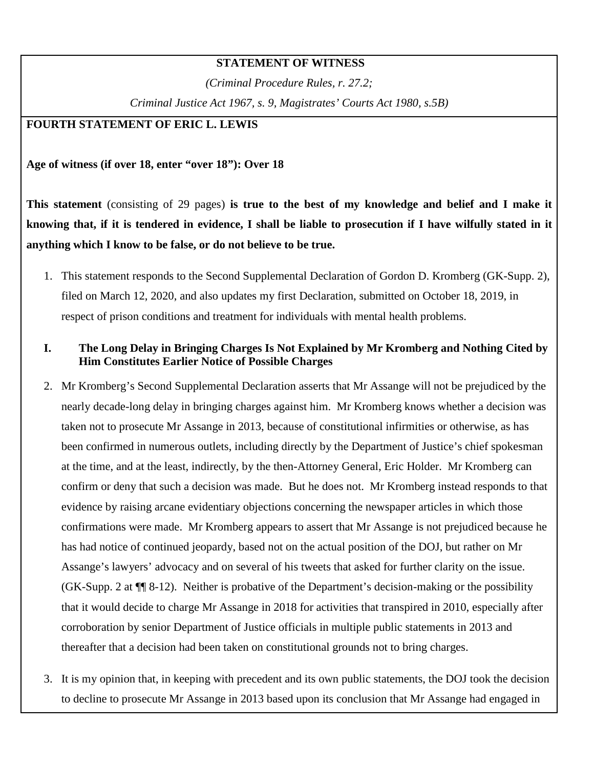**STATEMENT OF WITNESS**

*(Criminal Procedure Rules, r. 27.2;*

*Criminal Justice Act 1967, s. 9, Magistrates' Courts Act 1980, s.5B)*

**FOURTH STATEMENT OF ERIC L. LEWIS**

**Age of witness (if over 18, enter "over 18"): Over 18**

**This statement** (consisting of 29 pages) **is true to the best of my knowledge and belief and I make it knowing that, if it is tendered in evidence, I shall be liable to prosecution if I have wilfully stated in it anything which I know to be false, or do not believe to be true.**

1. This statement responds to the Second Supplemental Declaration of Gordon D. Kromberg (GK-Supp. 2), filed on March 12, 2020, and also updates my first Declaration, submitted on October 18, 2019, in respect of prison conditions and treatment for individuals with mental health problems.

## I. The Long Delay in Bringing Charges Is Not Explained by Mr Kromberg and Nothing Cited by Him Constitutes Earlier Notice of Possible Charges

2. Mr Kromberg's Second Supplemental Declaration asserts that Mr Assange will not be prejudiced by the nearly decade-long delay in bringing charges against him. Mr Kromberg knows whether a decision was taken not to prosecute Mr Assange in 2013, because of constitutional infirmities or otherwise, as has been confirmed in numerous outlets, including directly by the Department of Justice's chief spokesman at the time, and at the least, indirectly, by the then-Attorney General, Eric Holder. Mr Kromberg can confirm or deny that such a decision was made. But he does not. Mr Kromberg instead responds to that evidence by raising arcane evidentiary objections concerning the newspaper articles in which those confirmations were made. Mr Kromberg appears to assert that Mr Assange is not prejudiced because he has had notice of continued jeopardy, based not on the actual position of the DOJ, but rather on Mr Assange's lawyers' advocacy and on several of his tweets that asked for further clarity on the issue. (GK-Supp. 2 at ¶¶ 8-12). Neither is probative of the Department's decision-making or the possibility that it would decide to charge Mr Assange in 2018 for activities that transpired in 2010, especially after corroboration by senior Department of Justice officials in multiple public statements in 2013 and thereafter that a decision had been taken on constitutional grounds not to bring charges.

3. It is my opinion that, in keeping with precedent and its own public statements, the DOJ took the decision to decline to prosecute Mr Assange in 2013 based upon its conclusion that Mr Assange had engaged in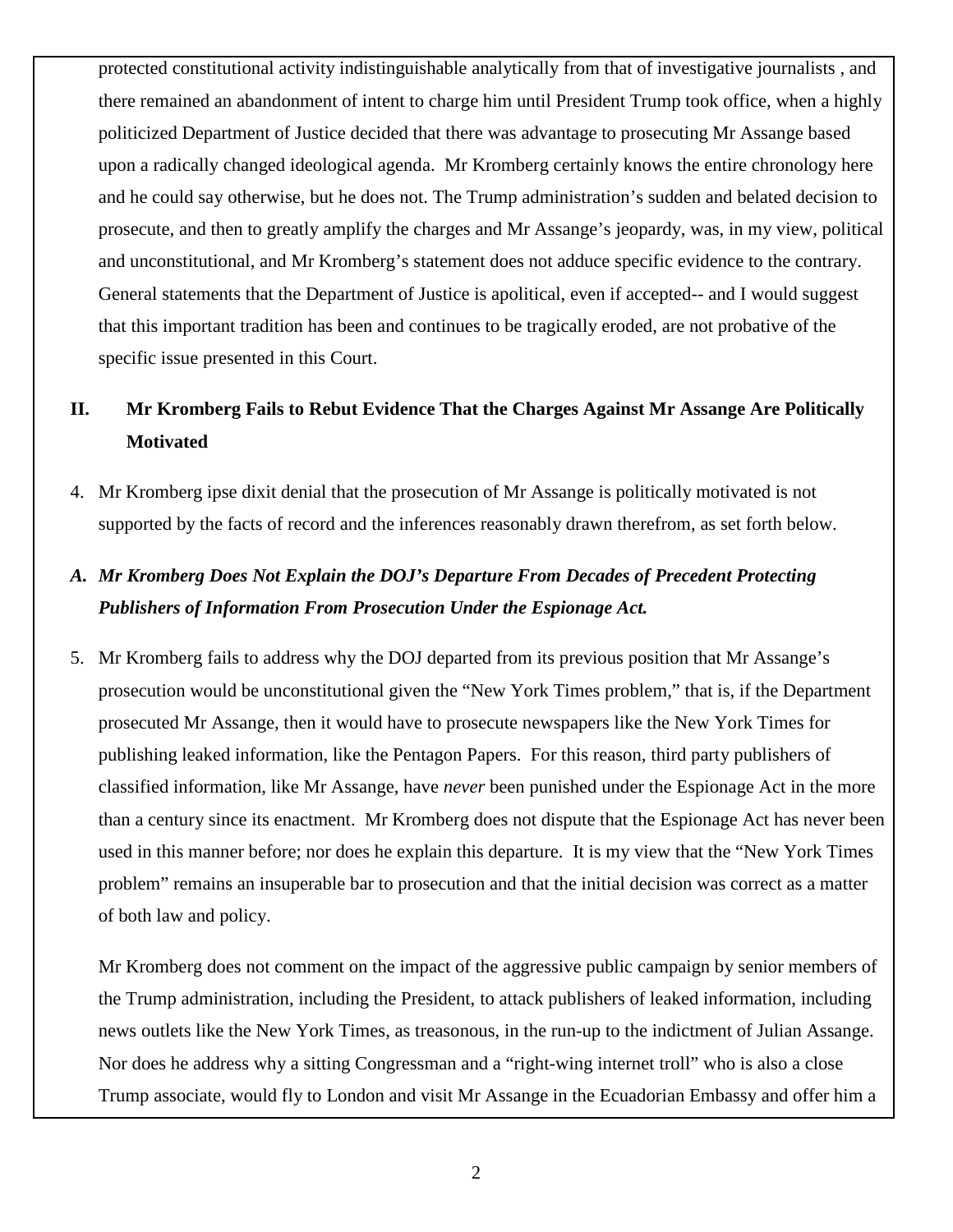protected constitutional activity indistinguishable analytically from that of investigative journalists , and there remained an abandonment of intent to charge him until President Trump took office, when a highly politicized Department of Justice decided that there was advantage to prosecuting Mr Assange based upon a radically changed ideological agenda. Mr Kromberg certainly knows the entire chronology here and he could say otherwise, but he does not. The Trump administration's sudden and belated decision to prosecute, and then to greatly amplify the charges and Mr Assange's jeopardy, was, in my view, political and unconstitutional, and Mr Kromberg's statement does not adduce specific evidence to the contrary. General statements that the Department of Justice is apolitical, even if accepted-- and I would suggest that this important tradition has been and continues to be tragically eroded, are not probative of the specific issue presented in this Court.

## II. Mr Kromberg Fails to Rebut Evidence That the Charges Against Mr Assange Are Politically Motivated

4. Mr Kromberg ipse dixit denial that the prosecution of Mr Assange is politically motivated is not supported by the facts of record and the inferences reasonably drawn therefrom, as set forth below.

### *A. Mr Kromberg Does Not Explain the DOJ's Departure From Decades of Precedent Protecting Publishers of Information From Prosecution Under the Espionage Act.*

5. Mr Kromberg fails to address why the DOJ departed from its previous position that Mr Assange's prosecution would be unconstitutional given the "New York Times problem," that is, if the Department prosecuted Mr Assange, then it would have to prosecute newspapers like the New York Times for publishing leaked information, like the Pentagon Papers. For this reason, third party publishers of classified information, like Mr Assange, have *never* been punished under the Espionage Act in the more than a century since its enactment. Mr Kromberg does not dispute that the Espionage Act has never been used in this manner before; nor does he explain this departure. It is my view that the "New York Times problem" remains an insuperable bar to prosecution and that the initial decision was correct as a matter of both law and policy.

Mr Kromberg does not comment on the impact of the aggressive public campaign by senior members of the Trump administration, including the President, to attack publishers of leaked information, including news outlets like the New York Times, as treasonous, in the run-up to the indictment of Julian Assange. Nor does he address why a sitting Congressman and a "right-wing internet troll" who is also a close Trump associate, would fly to London and visit Mr Assange in the Ecuadorian Embassy and offer him a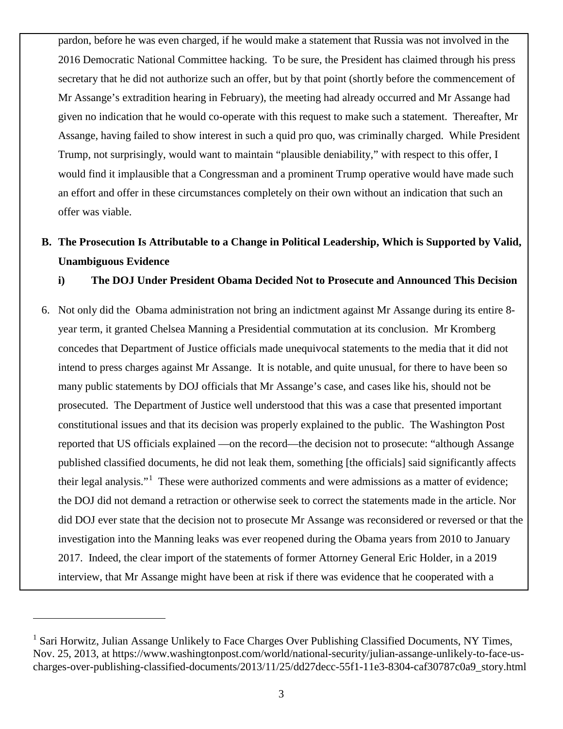pardon, before he was even charged, if he would make a statement that Russia was not involved in the 2016 Democratic National Committee hacking. To be sure, the President has claimed through his press secretary that he did not authorize such an offer, but by that point (shortly before the commencement of Mr Assange's extradition hearing in February), the meeting had already occurred and Mr Assange had given no indication that he would co-operate with this request to make such a statement. Thereafter, Mr Assange, having failed to show interest in such a quid pro quo, was criminally charged. While President Trump, not surprisingly, would want to maintain "plausible deniability," with respect to this offer, I would find it implausible that a Congressman and a prominent Trump operative would have made such an effort and offer in these circumstances completely on their own without an indication that such an offer was viable.

**B. The Prosecution Is Attributable to a Change in Political Leadership, Which is Supported by Valid, Unambiguous Evidence**

**i) The DOJ Under President Obama Decided Not to Prosecute and Announced This Decision**

6. Not only did the Obama administration not bring an indictment against Mr Assange during its entire 8-year term, it granted Chelsea Manning a Presidential commutation at its conclusion. Mr Kromberg concedes that Department of Justice officials made unequivocal statements to the media that it did not intend to press charges against Mr Assange. It is notable, and quite unusual, for there to have been so many public statements by DOJ officials that Mr Assange's case, and cases like his, should not be prosecuted. The Department of Justice well understood that this was a case that presented important constitutional issues and that its decision was properly explained to the public. The Washington Post reported that US officials explained —on the record— the decision not to prosecute: "although Assange published classified documents, he did not leak them, something [the officials] said significantly affects their legal analysis."[1] These were authorized comments and were admissions as a matter of evidence; the DOJ did not demand a retraction or otherwise seek to correct the statements made in the article. Nor did DOJ ever state that the decision not to prosecute Mr Assange was reconsidered or reversed or that the investigation into the Manning leaks was ever reopened during the Obama years from 2010 to January 2017. Indeed, the clear import of the statements of former Attorney General Eric Holder, in a 2019 interview, that Mr Assange might have been at risk if there was evidence that he cooperated with a

[1] Sari Horwitz, Julian Assange Unlikely to Face Charges Over Publishing Classified Documents, NY Times, Nov. 25, 2013, at https://www.washingtonpost.com/world/national-security/julian-assange-unlikely-to-face-us-charges-over-publishing-classified-documents/2013/11/25/dd27decc-55f1-11e3-8304-caf30787c0a9_story.html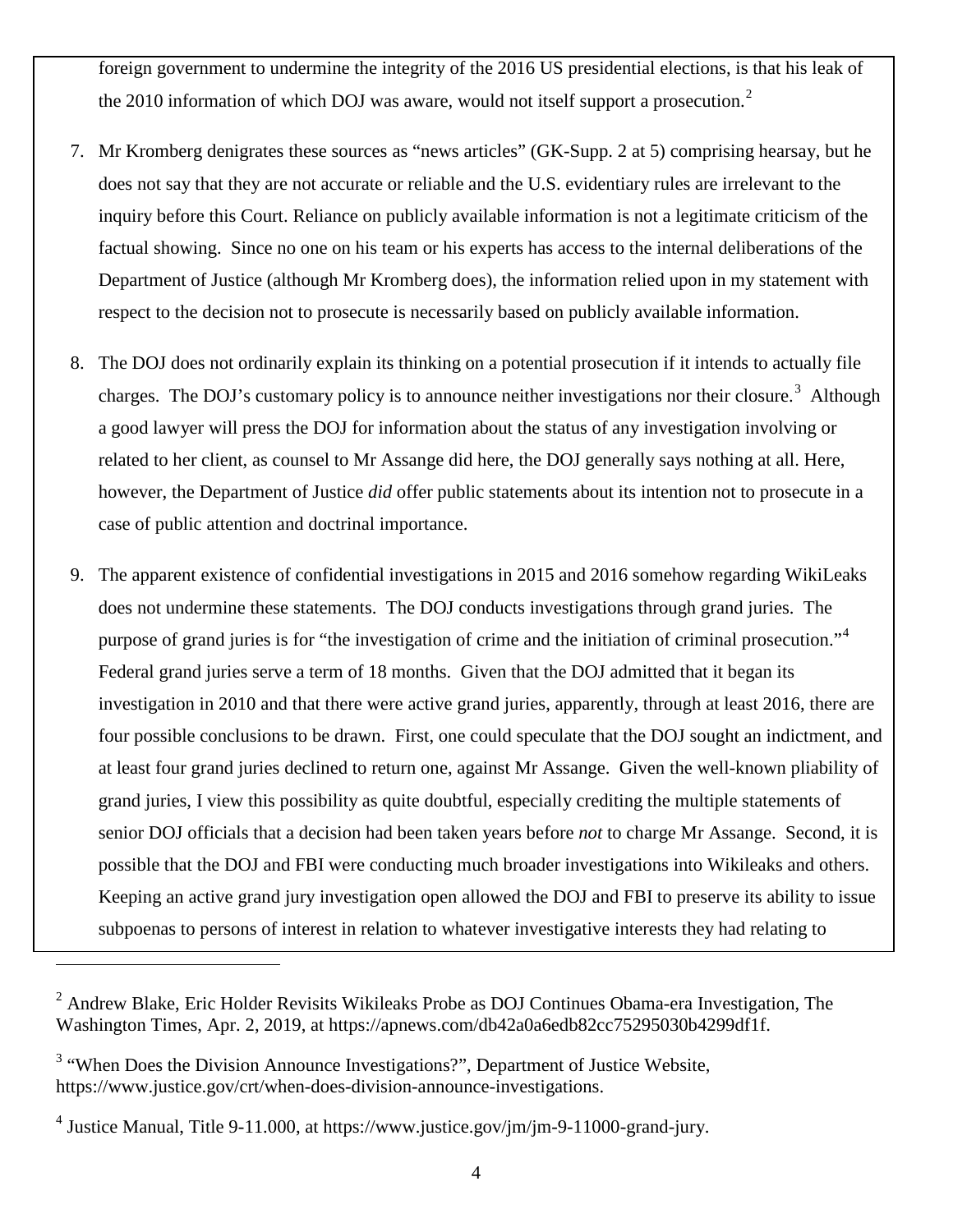foreign government to undermine the integrity of the 2016 US presidential elections, is that his leak of the 2010 information of which DOJ was aware, would not itself support a prosecution.[2]

7. Mr Kromberg denigrates these sources as "news articles" (GK-Supp. 2 at 5) comprising hearsay, but he does not say that they are not accurate or reliable and the U.S. evidentiary rules are irrelevant to the inquiry before this Court. Reliance on publicly available information is not a legitimate criticism of the factual showing. Since no one on his team or his experts has access to the internal deliberations of the Department of Justice (although Mr Kromberg does), the information relied upon in my statement with respect to the decision not to prosecute is necessarily based on publicly available information.

8. The DOJ does not ordinarily explain its thinking on a potential prosecution if it intends to actually file charges. The DOJ's customary policy is to announce neither investigations nor their closure.[3] Although a good lawyer will press the DOJ for information about the status of any investigation involving or related to her client, as counsel to Mr Assange did here, the DOJ generally says nothing at all. Here, however, the Department of Justice *did* offer public statements about its intention not to prosecute in a case of public attention and doctrinal importance.

9. The apparent existence of confidential investigations in 2015 and 2016 somehow regarding WikiLeaks does not undermine these statements. The DOJ conducts investigations through grand juries. The purpose of grand juries is for "the investigation of crime and the initiation of criminal prosecution."[4] Federal grand juries serve a term of 18 months. Given that the DOJ admitted that it began its investigation in 2010 and that there were active grand juries, apparently, through at least 2016, there are four possible conclusions to be drawn. First, one could speculate that the DOJ sought an indictment, and at least four grand juries declined to return one, against Mr Assange. Given the well-known pliability of grand juries, I view this possibility as quite doubtful, especially crediting the multiple statements of senior DOJ officials that a decision had been taken years before *not* to charge Mr Assange. Second, it is possible that the DOJ and FBI were conducting much broader investigations into Wikileaks and others. Keeping an active grand jury investigation open allowed the DOJ and FBI to preserve its ability to issue subpoenas to persons of interest in relation to whatever investigative interests they had relating to

---

[2] Andrew Blake, Eric Holder Revisits Wikileaks Probe as DOJ Continues Obama-era Investigation, The Washington Times, Apr. 2, 2019, at https://apnews.com/db42a0a6edb82cc75295030b4299df1f.

[3] "When Does the Division Announce Investigations?", Department of Justice Website, https://www.justice.gov/crt/when-does-division-announce-investigations.

[4] Justice Manual, Title 9-11.000, at https://www.justice.gov/jm/jm-9-11000-grand-jury.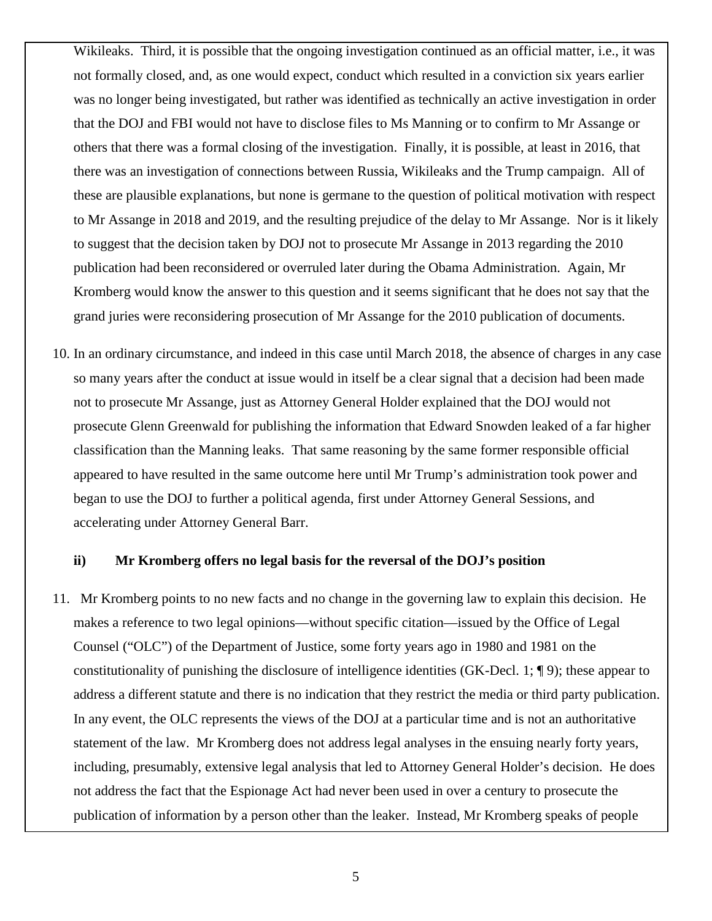Wikileaks. Third, it is possible that the ongoing investigation continued as an official matter, i.e., it was not formally closed, and, as one would expect, conduct which resulted in a conviction six years earlier was no longer being investigated, but rather was identified as technically an active investigation in order that the DOJ and FBI would not have to disclose files to Ms Manning or to confirm to Mr Assange or others that there was a formal closing of the investigation. Finally, it is possible, at least in 2016, that there was an investigation of connections between Russia, Wikileaks and the Trump campaign. All of these are plausible explanations, but none is germane to the question of political motivation with respect to Mr Assange in 2018 and 2019, and the resulting prejudice of the delay to Mr Assange. Nor is it likely to suggest that the decision taken by DOJ not to prosecute Mr Assange in 2013 regarding the 2010 publication had been reconsidered or overruled later during the Obama Administration. Again, Mr Kromberg would know the answer to this question and it seems significant that he does not say that the grand juries were reconsidering prosecution of Mr Assange for the 2010 publication of documents.

10. In an ordinary circumstance, and indeed in this case until March 2018, the absence of charges in any case so many years after the conduct at issue would in itself be a clear signal that a decision had been made not to prosecute Mr Assange, just as Attorney General Holder explained that the DOJ would not prosecute Glenn Greenwald for publishing the information that Edward Snowden leaked of a far higher classification than the Manning leaks. That same reasoning by the same former responsible official appeared to have resulted in the same outcome here until Mr Trump's administration took power and began to use the DOJ to further a political agenda, first under Attorney General Sessions, and accelerating under Attorney General Barr.

**ii) Mr Kromberg offers no legal basis for the reversal of the DOJ's position**

11. Mr Kromberg points to no new facts and no change in the governing law to explain this decision. He makes a reference to two legal opinions—without specific citation—issued by the Office of Legal Counsel ("OLC") of the Department of Justice, some forty years ago in 1980 and 1981 on the constitutionality of punishing the disclosure of intelligence identities (GK-Decl. 1; ¶ 9); these appear to address a different statute and there is no indication that they restrict the media or third party publication. In any event, the OLC represents the views of the DOJ at a particular time and is not an authoritative statement of the law. Mr Kromberg does not address legal analyses in the ensuing nearly forty years, including, presumably, extensive legal analysis that led to Attorney General Holder's decision. He does not address the fact that the Espionage Act had never been used in over a century to prosecute the publication of information by a person other than the leaker. Instead, Mr Kromberg speaks of people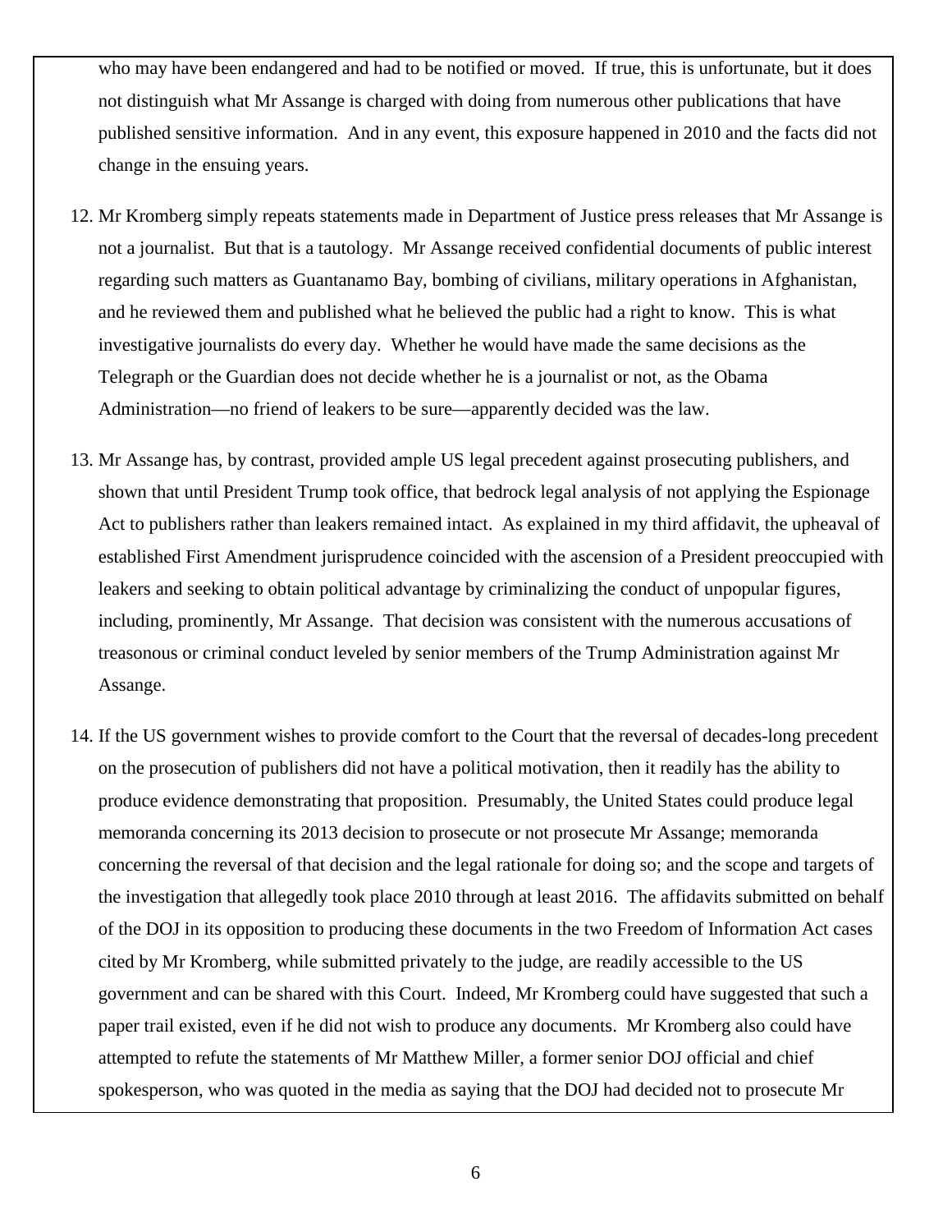who may have been endangered and had to be notified or moved. If true, this is unfortunate, but it does not distinguish what Mr Assange is charged with doing from numerous other publications that have published sensitive information. And in any event, this exposure happened in 2010 and the facts did not change in the ensuing years.

12. Mr Kromberg simply repeats statements made in Department of Justice press releases that Mr Assange is not a journalist. But that is a tautology. Mr Assange received confidential documents of public interest regarding such matters as Guantanamo Bay, bombing of civilians, military operations in Afghanistan, and he reviewed them and published what he believed the public had a right to know. This is what investigative journalists do every day. Whether he would have made the same decisions as the Telegraph or the Guardian does not decide whether he is a journalist or not, as the Obama Administration—no friend of leakers to be sure—apparently decided was the law.

13. Mr Assange has, by contrast, provided ample US legal precedent against prosecuting publishers, and shown that until President Trump took office, that bedrock legal analysis of not applying the Espionage Act to publishers rather than leakers remained intact. As explained in my third affidavit, the upheaval of established First Amendment jurisprudence coincided with the ascension of a President preoccupied with leakers and seeking to obtain political advantage by criminalizing the conduct of unpopular figures, including, prominently, Mr Assange. That decision was consistent with the numerous accusations of treasonous or criminal conduct leveled by senior members of the Trump Administration against Mr Assange.

14. If the US government wishes to provide comfort to the Court that the reversal of decades-long precedent on the prosecution of publishers did not have a political motivation, then it readily has the ability to produce evidence demonstrating that proposition. Presumably, the United States could produce legal memoranda concerning its 2013 decision to prosecute or not prosecute Mr Assange; memoranda concerning the reversal of that decision and the legal rationale for doing so; and the scope and targets of the investigation that allegedly took place 2010 through at least 2016. The affidavits submitted on behalf of the DOJ in its opposition to producing these documents in the two Freedom of Information Act cases cited by Mr Kromberg, while submitted privately to the judge, are readily accessible to the US government and can be shared with this Court. Indeed, Mr Kromberg could have suggested that such a paper trail existed, even if he did not wish to produce any documents. Mr Kromberg also could have attempted to refute the statements of Mr Matthew Miller, a former senior DOJ official and chief spokesperson, who was quoted in the media as saying that the DOJ had decided not to prosecute Mr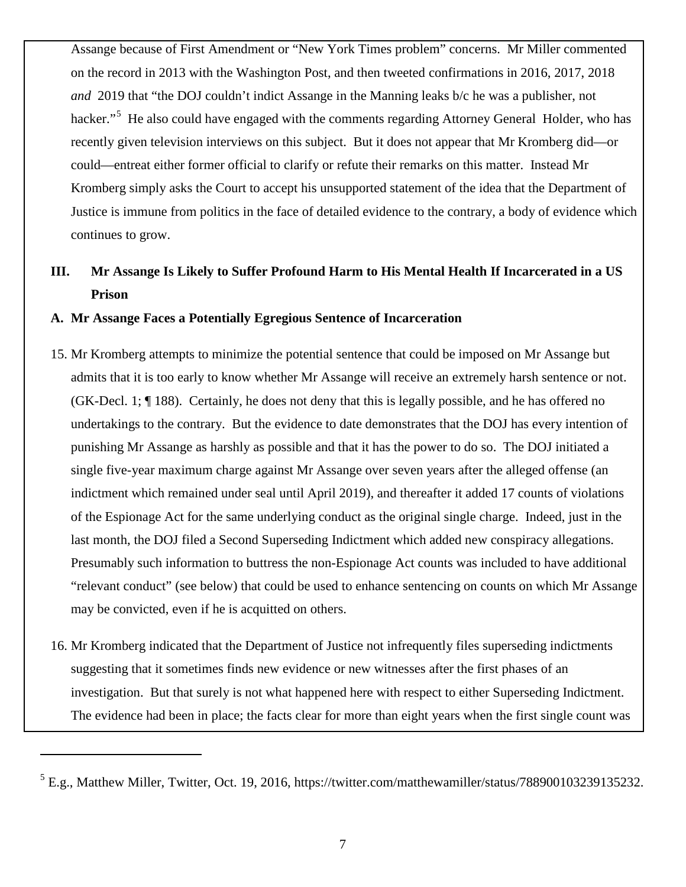Assange because of First Amendment or "New York Times problem" concerns. Mr Miller commented on the record in 2013 with the Washington Post, and then tweeted confirmations in 2016, 2017, 2018 *and* 2019 that "the DOJ couldn't indict Assange in the Manning leaks b/c he was a publisher, not hacker."[5] He also could have engaged with the comments regarding Attorney General Holder, who has recently given television interviews on this subject. But it does not appear that Mr Kromberg did—or could—entreat either former official to clarify or refute their remarks on this matter. Instead Mr Kromberg simply asks the Court to accept his unsupported statement of the idea that the Department of Justice is immune from politics in the face of detailed evidence to the contrary, a body of evidence which continues to grow.

## III. Mr Assange Is Likely to Suffer Profound Harm to His Mental Health If Incarcerated in a US Prison

### A. Mr Assange Faces a Potentially Egregious Sentence of Incarceration

15. Mr Kromberg attempts to minimize the potential sentence that could be imposed on Mr Assange but admits that it is too early to know whether Mr Assange will receive an extremely harsh sentence or not. (GK-Decl. 1; ¶ 188). Certainly, he does not deny that this is legally possible, and he has offered no undertakings to the contrary. But the evidence to date demonstrates that the DOJ has every intention of punishing Mr Assange as harshly as possible and that it has the power to do so. The DOJ initiated a single five-year maximum charge against Mr Assange over seven years after the alleged offense (an indictment which remained under seal until April 2019), and thereafter it added 17 counts of violations of the Espionage Act for the same underlying conduct as the original single charge. Indeed, just in the last month, the DOJ filed a Second Superseding Indictment which added new conspiracy allegations. Presumably such information to buttress the non-Espionage Act counts was included to have additional "relevant conduct" (see below) that could be used to enhance sentencing on counts on which Mr Assange may be convicted, even if he is acquitted on others.

16. Mr Kromberg indicated that the Department of Justice not infrequently files superseding indictments suggesting that it sometimes finds new evidence or new witnesses after the first phases of an investigation. But that surely is not what happened here with respect to either Superseding Indictment. The evidence had been in place; the facts clear for more than eight years when the first single count was

---

[5] E.g., Matthew Miller, Twitter, Oct. 19, 2016, https://twitter.com/matthewamiller/status/788900103239135232.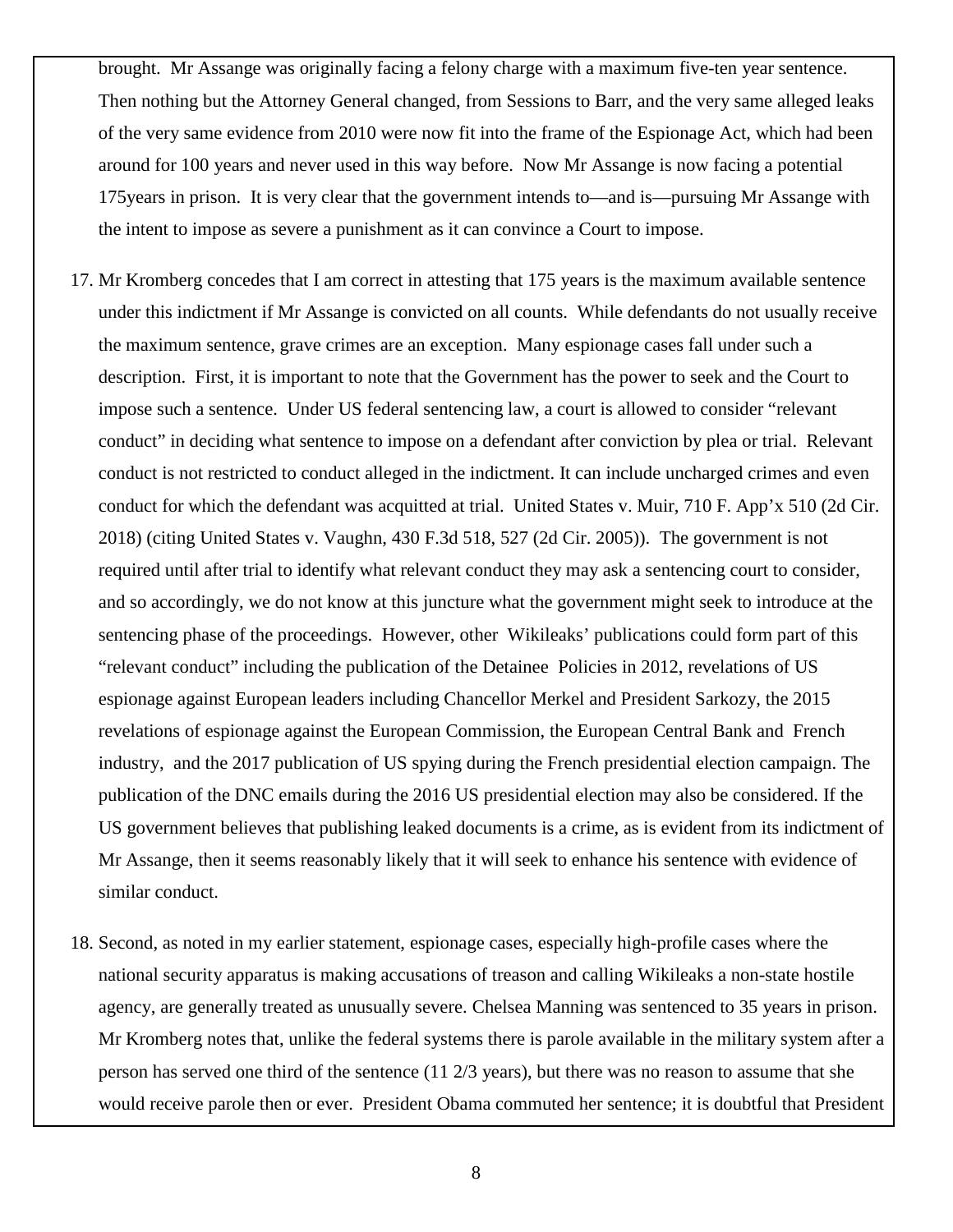brought. Mr Assange was originally facing a felony charge with a maximum five-ten year sentence. Then nothing but the Attorney General changed, from Sessions to Barr, and the very same alleged leaks of the very same evidence from 2010 were now fit into the frame of the Espionage Act, which had been around for 100 years and never used in this way before. Now Mr Assange is now facing a potential 175years in prison. It is very clear that the government intends to—and is—pursuing Mr Assange with the intent to impose as severe a punishment as it can convince a Court to impose.

17. Mr Kromberg concedes that I am correct in attesting that 175 years is the maximum available sentence under this indictment if Mr Assange is convicted on all counts. While defendants do not usually receive the maximum sentence, grave crimes are an exception. Many espionage cases fall under such a description. First, it is important to note that the Government has the power to seek and the Court to impose such a sentence. Under US federal sentencing law, a court is allowed to consider "relevant conduct" in deciding what sentence to impose on a defendant after conviction by plea or trial. Relevant conduct is not restricted to conduct alleged in the indictment. It can include uncharged crimes and even conduct for which the defendant was acquitted at trial. United States v. Muir, 710 F. App'x 510 (2d Cir. 2018) (citing United States v. Vaughn, 430 F.3d 518, 527 (2d Cir. 2005)). The government is not required until after trial to identify what relevant conduct they may ask a sentencing court to consider, and so accordingly, we do not know at this juncture what the government might seek to introduce at the sentencing phase of the proceedings. However, other Wikileaks' publications could form part of this "relevant conduct" including the publication of the Detainee Policies in 2012, revelations of US espionage against European leaders including Chancellor Merkel and President Sarkozy, the 2015 revelations of espionage against the European Commission, the European Central Bank and French industry, and the 2017 publication of US spying during the French presidential election campaign. The publication of the DNC emails during the 2016 US presidential election may also be considered. If the US government believes that publishing leaked documents is a crime, as is evident from its indictment of Mr Assange, then it seems reasonably likely that it will seek to enhance his sentence with evidence of similar conduct.

18. Second, as noted in my earlier statement, espionage cases, especially high-profile cases where the national security apparatus is making accusations of treason and calling Wikileaks a non-state hostile agency, are generally treated as unusually severe. Chelsea Manning was sentenced to 35 years in prison. Mr Kromberg notes that, unlike the federal systems there is parole available in the military system after a person has served one third of the sentence (11 2/3 years), but there was no reason to assume that she would receive parole then or ever. President Obama commuted her sentence; it is doubtful that President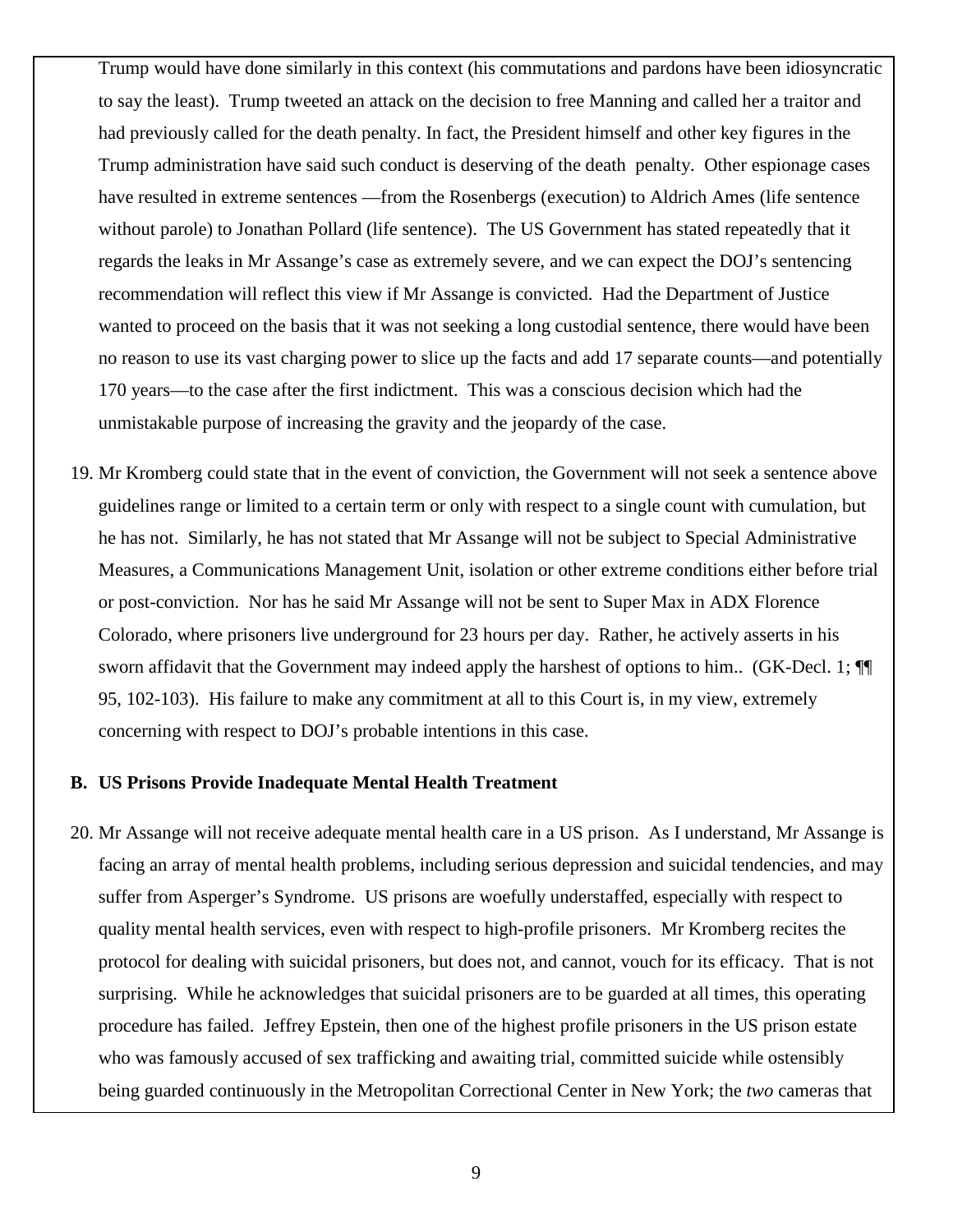Trump would have done similarly in this context (his commutations and pardons have been idiosyncratic to say the least). Trump tweeted an attack on the decision to free Manning and called her a traitor and had previously called for the death penalty. In fact, the President himself and other key figures in the Trump administration have said such conduct is deserving of the death penalty. Other espionage cases have resulted in extreme sentences —from the Rosenbergs (execution) to Aldrich Ames (life sentence without parole) to Jonathan Pollard (life sentence). The US Government has stated repeatedly that it regards the leaks in Mr Assange's case as extremely severe, and we can expect the DOJ's sentencing recommendation will reflect this view if Mr Assange is convicted. Had the Department of Justice wanted to proceed on the basis that it was not seeking a long custodial sentence, there would have been no reason to use its vast charging power to slice up the facts and add 17 separate counts—and potentially 170 years—to the case after the first indictment. This was a conscious decision which had the unmistakable purpose of increasing the gravity and the jeopardy of the case.

19. Mr Kromberg could state that in the event of conviction, the Government will not seek a sentence above guidelines range or limited to a certain term or only with respect to a single count with cumulation, but he has not. Similarly, he has not stated that Mr Assange will not be subject to Special Administrative Measures, a Communications Management Unit, isolation or other extreme conditions either before trial or post-conviction. Nor has he said Mr Assange will not be sent to Super Max in ADX Florence Colorado, where prisoners live underground for 23 hours per day. Rather, he actively asserts in his sworn affidavit that the Government may indeed apply the harshest of options to him.. (GK-Decl. 1; ¶¶ 95, 102-103). His failure to make any commitment at all to this Court is, in my view, extremely concerning with respect to DOJ's probable intentions in this case.

### B. US Prisons Provide Inadequate Mental Health Treatment

20. Mr Assange will not receive adequate mental health care in a US prison. As I understand, Mr Assange is facing an array of mental health problems, including serious depression and suicidal tendencies, and may suffer from Asperger's Syndrome. US prisons are woefully understaffed, especially with respect to quality mental health services, even with respect to high-profile prisoners. Mr Kromberg recites the protocol for dealing with suicidal prisoners, but does not, and cannot, vouch for its efficacy. That is not surprising. While he acknowledges that suicidal prisoners are to be guarded at all times, this operating procedure has failed. Jeffrey Epstein, then one of the highest profile prisoners in the US prison estate who was famously accused of sex trafficking and awaiting trial, committed suicide while ostensibly being guarded continuously in the Metropolitan Correctional Center in New York; the *two* cameras that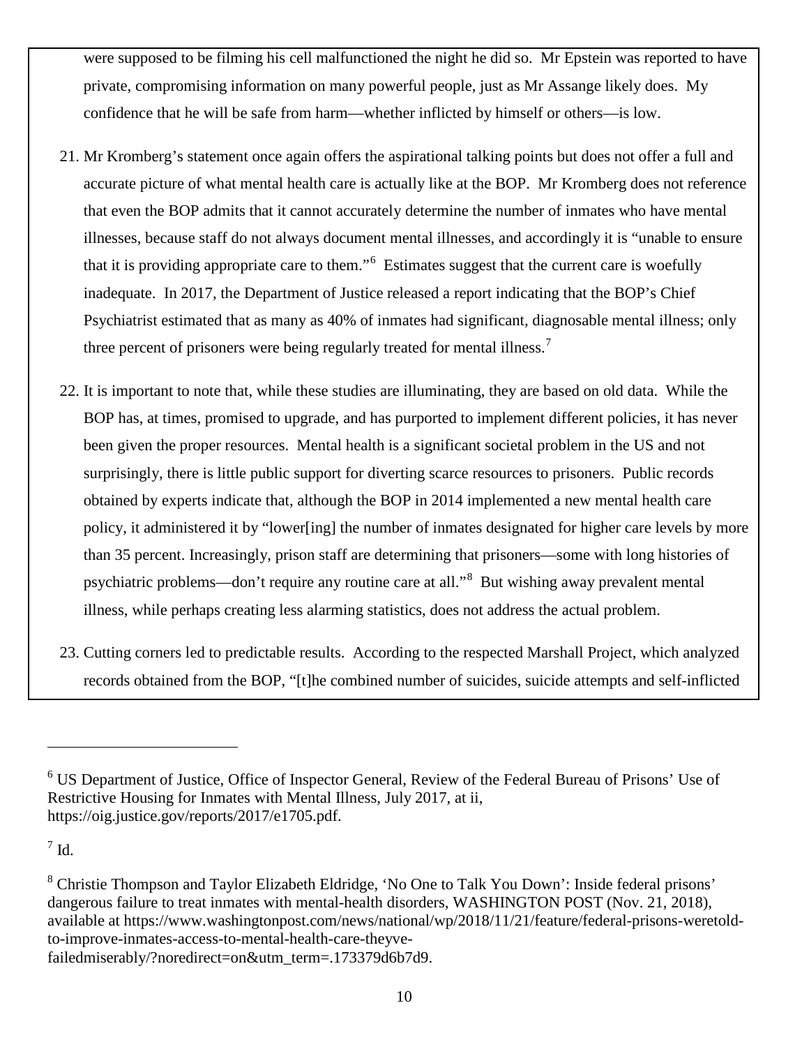were supposed to be filming his cell malfunctioned the night he did so. Mr Epstein was reported to have private, compromising information on many powerful people, just as Mr Assange likely does. My confidence that he will be safe from harm—whether inflicted by himself or others—is low.

21. Mr Kromberg's statement once again offers the aspirational talking points but does not offer a full and accurate picture of what mental health care is actually like at the BOP. Mr Kromberg does not reference that even the BOP admits that it cannot accurately determine the number of inmates who have mental illnesses, because staff do not always document mental illnesses, and accordingly it is "unable to ensure that it is providing appropriate care to them."[6] Estimates suggest that the current care is woefully inadequate. In 2017, the Department of Justice released a report indicating that the BOP's Chief Psychiatrist estimated that as many as 40% of inmates had significant, diagnosable mental illness; only three percent of prisoners were being regularly treated for mental illness.[7]

22. It is important to note that, while these studies are illuminating, they are based on old data. While the BOP has, at times, promised to upgrade, and has purported to implement different policies, it has never been given the proper resources. Mental health is a significant societal problem in the US and not surprisingly, there is little public support for diverting scarce resources to prisoners. Public records obtained by experts indicate that, although the BOP in 2014 implemented a new mental health care policy, it administered it by "lower[ing] the number of inmates designated for higher care levels by more than 35 percent. Increasingly, prison staff are determining that prisoners—some with long histories of psychiatric problems—don't require any routine care at all."[8] But wishing away prevalent mental illness, while perhaps creating less alarming statistics, does not address the actual problem.

23. Cutting corners led to predictable results. According to the respected Marshall Project, which analyzed records obtained from the BOP, "[t]he combined number of suicides, suicide attempts and self-inflicted

---

[6] US Department of Justice, Office of Inspector General, Review of the Federal Bureau of Prisons' Use of Restrictive Housing for Inmates with Mental Illness, July 2017, at ii, https://oig.justice.gov/reports/2017/e1705.pdf.

[7] Id.

[8] Christie Thompson and Taylor Elizabeth Eldridge, 'No One to Talk You Down': Inside federal prisons' dangerous failure to treat inmates with mental-health disorders, WASHINGTON POST (Nov. 21, 2018), available at https://www.washingtonpost.com/news/national/wp/2018/11/21/feature/federal-prisons-weretold-to-improve-inmates-access-to-mental-health-care-theyve-failedmiserably/?noredirect=on&utm_term=.173379d6b7d9.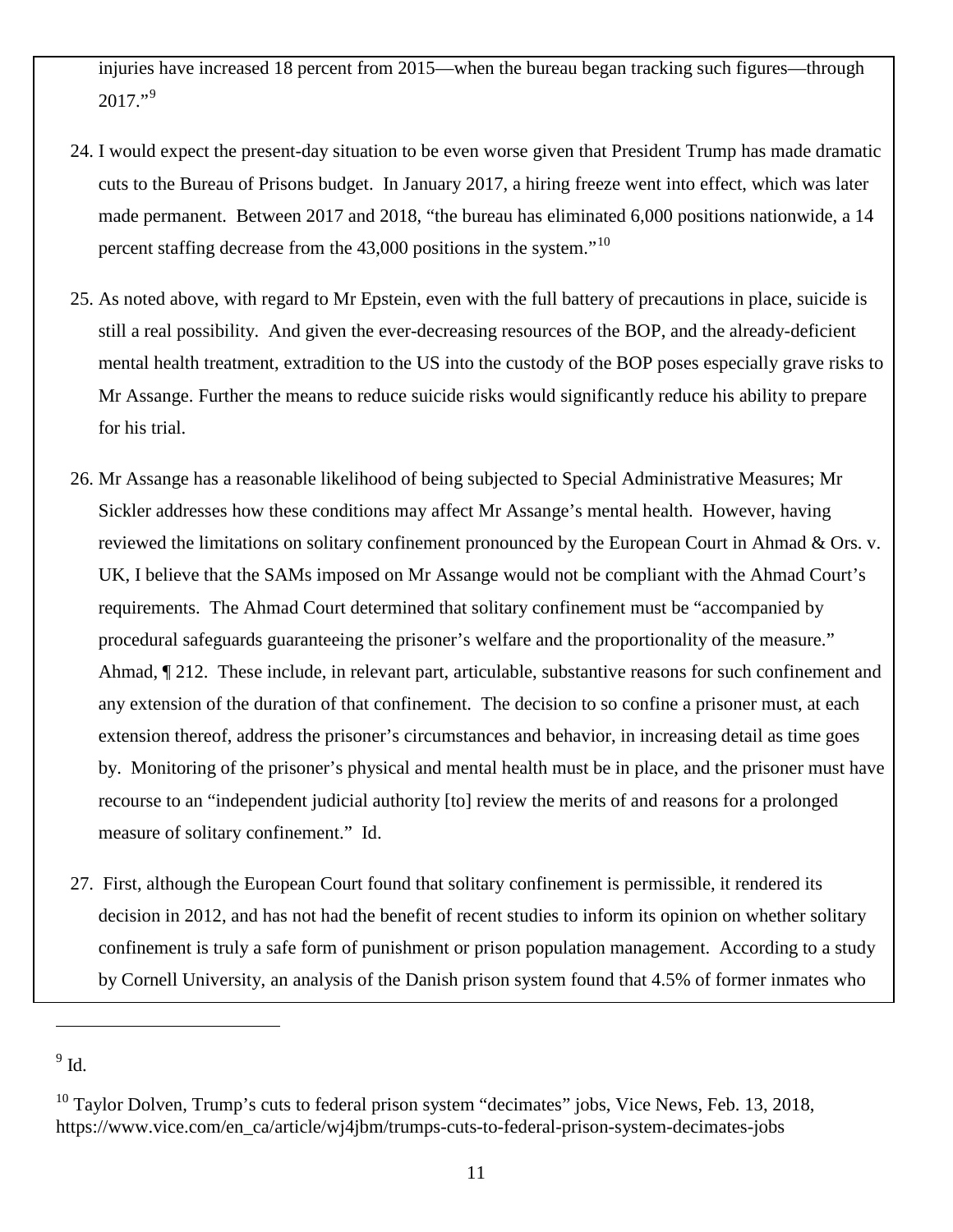injuries have increased 18 percent from 2015—when the bureau began tracking such figures—through 2017."[9]

24. I would expect the present-day situation to be even worse given that President Trump has made dramatic cuts to the Bureau of Prisons budget. In January 2017, a hiring freeze went into effect, which was later made permanent. Between 2017 and 2018, "the bureau has eliminated 6,000 positions nationwide, a 14 percent staffing decrease from the 43,000 positions in the system."[10]

25. As noted above, with regard to Mr Epstein, even with the full battery of precautions in place, suicide is still a real possibility. And given the ever-decreasing resources of the BOP, and the already-deficient mental health treatment, extradition to the US into the custody of the BOP poses especially grave risks to Mr Assange. Further the means to reduce suicide risks would significantly reduce his ability to prepare for his trial.

26. Mr Assange has a reasonable likelihood of being subjected to Special Administrative Measures; Mr Sickler addresses how these conditions may affect Mr Assange's mental health. However, having reviewed the limitations on solitary confinement pronounced by the European Court in Ahmad & Ors. v. UK, I believe that the SAMs imposed on Mr Assange would not be compliant with the Ahmad Court's requirements. The Ahmad Court determined that solitary confinement must be "accompanied by procedural safeguards guaranteeing the prisoner's welfare and the proportionality of the measure." Ahmad, ¶ 212. These include, in relevant part, articulable, substantive reasons for such confinement and any extension of the duration of that confinement. The decision to so confine a prisoner must, at each extension thereof, address the prisoner's circumstances and behavior, in increasing detail as time goes by. Monitoring of the prisoner's physical and mental health must be in place, and the prisoner must have recourse to an "independent judicial authority [to] review the merits of and reasons for a prolonged measure of solitary confinement." Id.

27. First, although the European Court found that solitary confinement is permissible, it rendered its decision in 2012, and has not had the benefit of recent studies to inform its opinion on whether solitary confinement is truly a safe form of punishment or prison population management. According to a study by Cornell University, an analysis of the Danish prison system found that 4.5% of former inmates who

---

[9] Id.

[10] Taylor Dolven, Trump's cuts to federal prison system "decimates" jobs, Vice News, Feb. 13, 2018, https://www.vice.com/en_ca/article/wj4jbm/trumps-cuts-to-federal-prison-system-decimates-jobs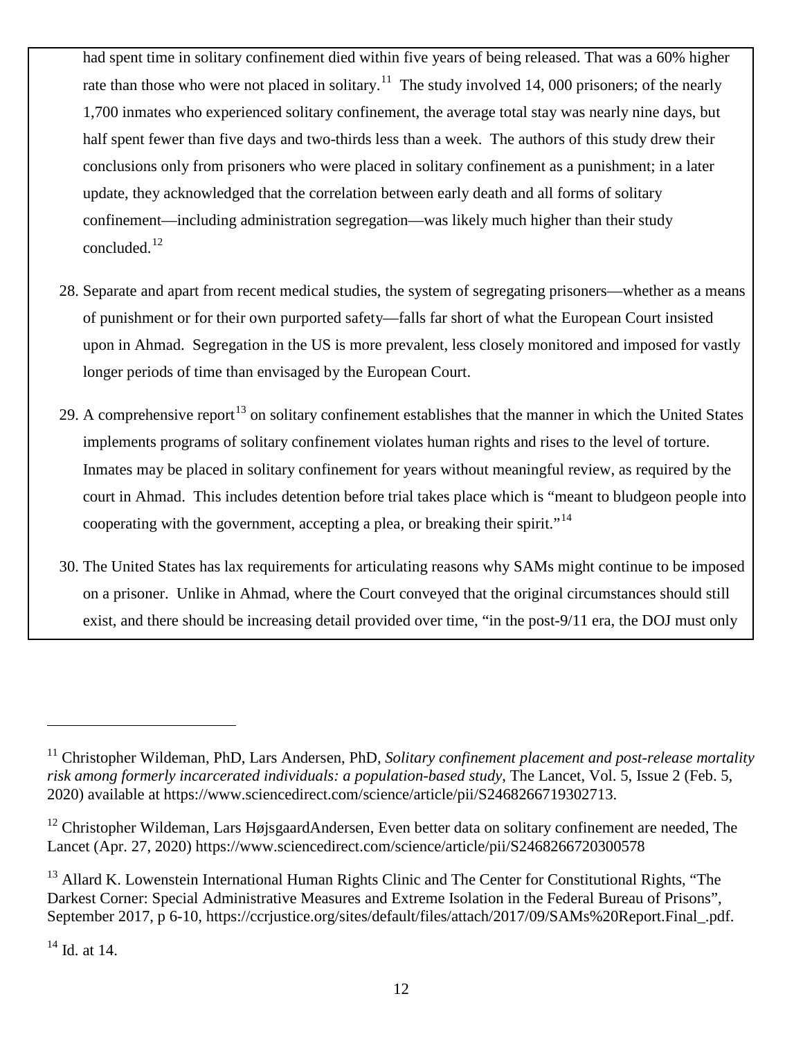had spent time in solitary confinement died within five years of being released. That was a 60% higher rate than those who were not placed in solitary.[11] The study involved 14, 000 prisoners; of the nearly 1,700 inmates who experienced solitary confinement, the average total stay was nearly nine days, but half spent fewer than five days and two-thirds less than a week. The authors of this study drew their conclusions only from prisoners who were placed in solitary confinement as a punishment; in a later update, they acknowledged that the correlation between early death and all forms of solitary confinement—including administration segregation—was likely much higher than their study concluded.[12]

28. Separate and apart from recent medical studies, the system of segregating prisoners—whether as a means of punishment or for their own purported safety—falls far short of what the European Court insisted upon in Ahmad. Segregation in the US is more prevalent, less closely monitored and imposed for vastly longer periods of time than envisaged by the European Court.

29. A comprehensive report[13] on solitary confinement establishes that the manner in which the United States implements programs of solitary confinement violates human rights and rises to the level of torture. Inmates may be placed in solitary confinement for years without meaningful review, as required by the court in Ahmad. This includes detention before trial takes place which is "meant to bludgeon people into cooperating with the government, accepting a plea, or breaking their spirit."[14]

30. The United States has lax requirements for articulating reasons why SAMs might continue to be imposed on a prisoner. Unlike in Ahmad, where the Court conveyed that the original circumstances should still exist, and there should be increasing detail provided over time, "in the post-9/11 era, the DOJ must only

---

[11] Christopher Wildeman, PhD, Lars Andersen, PhD, *Solitary confinement placement and post-release mortality risk among formerly incarcerated individuals: a population-based study*, The Lancet, Vol. 5, Issue 2 (Feb. 5, 2020) available at https://www.sciencedirect.com/science/article/pii/S2468266719302713.

[12] Christopher Wildeman, Lars HøjsgaardAndersen, Even better data on solitary confinement are needed, The Lancet (Apr. 27, 2020) https://www.sciencedirect.com/science/article/pii/S2468266720300578

[13] Allard K. Lowenstein International Human Rights Clinic and The Center for Constitutional Rights, "The Darkest Corner: Special Administrative Measures and Extreme Isolation in the Federal Bureau of Prisons", September 2017, p 6-10, https://ccrjustice.org/sites/default/files/attach/2017/09/SAMs%20Report.Final_.pdf.

[14] Id. at 14.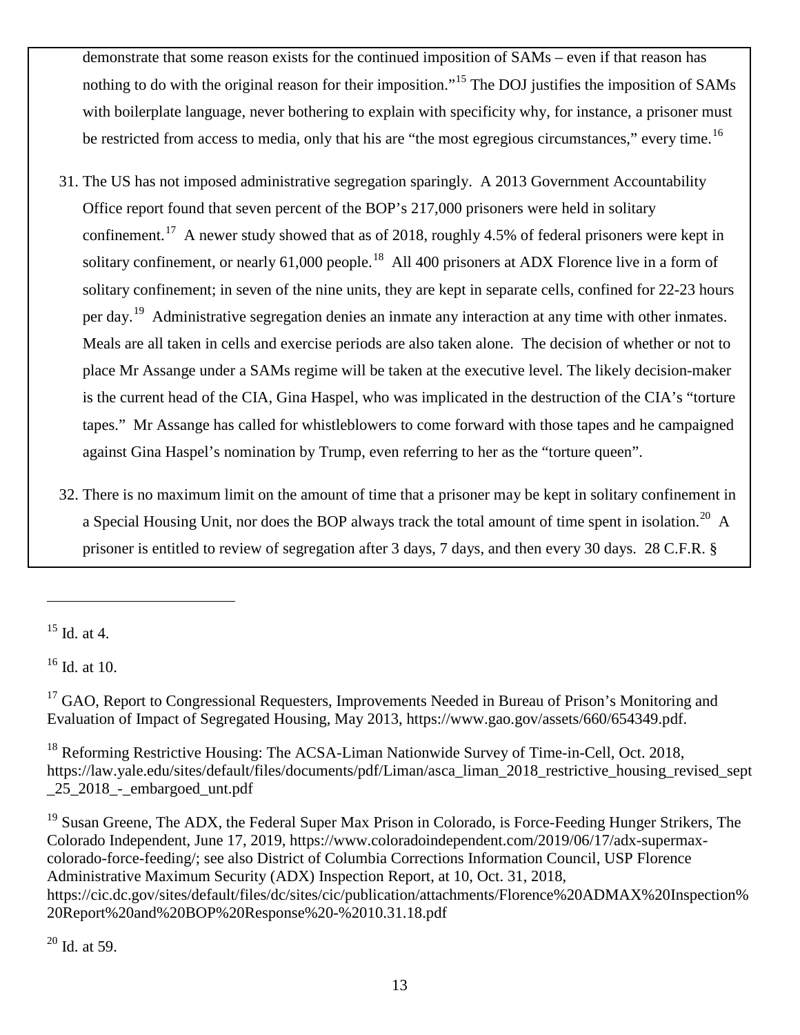demonstrate that some reason exists for the continued imposition of SAMs – even if that reason has nothing to do with the original reason for their imposition."[15] The DOJ justifies the imposition of SAMs with boilerplate language, never bothering to explain with specificity why, for instance, a prisoner must be restricted from access to media, only that his are "the most egregious circumstances," every time.[16]

31. The US has not imposed administrative segregation sparingly. A 2013 Government Accountability Office report found that seven percent of the BOP's 217,000 prisoners were held in solitary confinement.[17] A newer study showed that as of 2018, roughly 4.5% of federal prisoners were kept in solitary confinement, or nearly 61,000 people.[18] All 400 prisoners at ADX Florence live in a form of solitary confinement; in seven of the nine units, they are kept in separate cells, confined for 22-23 hours per day.[19] Administrative segregation denies an inmate any interaction at any time with other inmates. Meals are all taken in cells and exercise periods are also taken alone. The decision of whether or not to place Mr Assange under a SAMs regime will be taken at the executive level. The likely decision-maker is the current head of the CIA, Gina Haspel, who was implicated in the destruction of the CIA's "torture tapes." Mr Assange has called for whistleblowers to come forward with those tapes and he campaigned against Gina Haspel's nomination by Trump, even referring to her as the "torture queen".

32. There is no maximum limit on the amount of time that a prisoner may be kept in solitary confinement in a Special Housing Unit, nor does the BOP always track the total amount of time spent in isolation.[20] A prisoner is entitled to review of segregation after 3 days, 7 days, and then every 30 days. 28 C.F.R. §

---

[15] Id. at 4.

[16] Id. at 10.

[17] GAO, Report to Congressional Requesters, Improvements Needed in Bureau of Prison's Monitoring and Evaluation of Impact of Segregated Housing, May 2013, https://www.gao.gov/assets/660/654349.pdf.

[18] Reforming Restrictive Housing: The ACSA-Liman Nationwide Survey of Time-in-Cell, Oct. 2018, https://law.yale.edu/sites/default/files/documents/pdf/Liman/asca_liman_2018_restrictive_housing_revised_sept_25_2018_-_embargoed_unt.pdf

[19] Susan Greene, The ADX, the Federal Super Max Prison in Colorado, is Force-Feeding Hunger Strikers, The Colorado Independent, June 17, 2019, https://www.coloradoindependent.com/2019/06/17/adx-supermax-colorado-force-feeding/; see also District of Columbia Corrections Information Council, USP Florence Administrative Maximum Security (ADX) Inspection Report, at 10, Oct. 31, 2018, https://cic.dc.gov/sites/default/files/dc/sites/cic/publication/attachments/Florence%20ADMAX%20Inspection%20Report%20and%20BOP%20Response%20-%2010.31.18.pdf

[20] Id. at 59.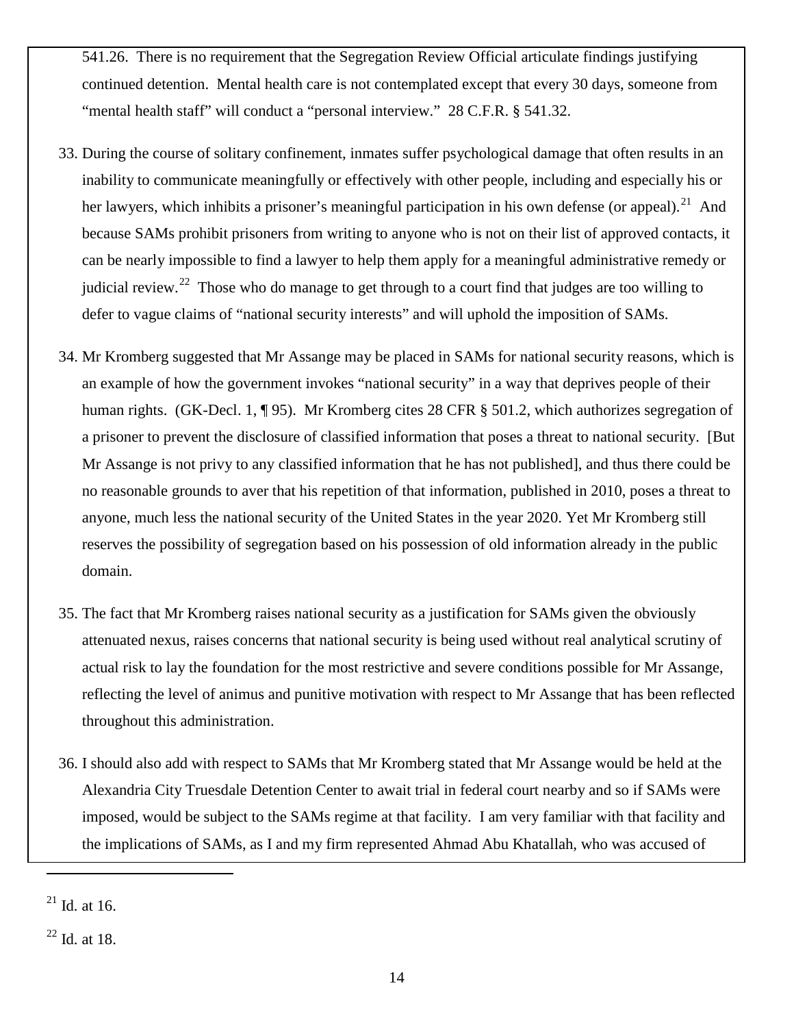541.26. There is no requirement that the Segregation Review Official articulate findings justifying continued detention. Mental health care is not contemplated except that every 30 days, someone from "mental health staff" will conduct a "personal interview." 28 C.F.R. § 541.32.

33. During the course of solitary confinement, inmates suffer psychological damage that often results in an inability to communicate meaningfully or effectively with other people, including and especially his or her lawyers, which inhibits a prisoner's meaningful participation in his own defense (or appeal).[21] And because SAMs prohibit prisoners from writing to anyone who is not on their list of approved contacts, it can be nearly impossible to find a lawyer to help them apply for a meaningful administrative remedy or judicial review.[22] Those who do manage to get through to a court find that judges are too willing to defer to vague claims of "national security interests" and will uphold the imposition of SAMs.

34. Mr Kromberg suggested that Mr Assange may be placed in SAMs for national security reasons, which is an example of how the government invokes "national security" in a way that deprives people of their human rights. (GK-Decl. 1, ¶ 95). Mr Kromberg cites 28 CFR § 501.2, which authorizes segregation of a prisoner to prevent the disclosure of classified information that poses a threat to national security. [But Mr Assange is not privy to any classified information that he has not published], and thus there could be no reasonable grounds to aver that his repetition of that information, published in 2010, poses a threat to anyone, much less the national security of the United States in the year 2020. Yet Mr Kromberg still reserves the possibility of segregation based on his possession of old information already in the public domain.

35. The fact that Mr Kromberg raises national security as a justification for SAMs given the obviously attenuated nexus, raises concerns that national security is being used without real analytical scrutiny of actual risk to lay the foundation for the most restrictive and severe conditions possible for Mr Assange, reflecting the level of animus and punitive motivation with respect to Mr Assange that has been reflected throughout this administration.

36. I should also add with respect to SAMs that Mr Kromberg stated that Mr Assange would be held at the Alexandria City Truesdale Detention Center to await trial in federal court nearby and so if SAMs were imposed, would be subject to the SAMs regime at that facility. I am very familiar with that facility and the implications of SAMs, as I and my firm represented Ahmad Abu Khatallah, who was accused of

---

[21] Id. at 16.

[22] Id. at 18.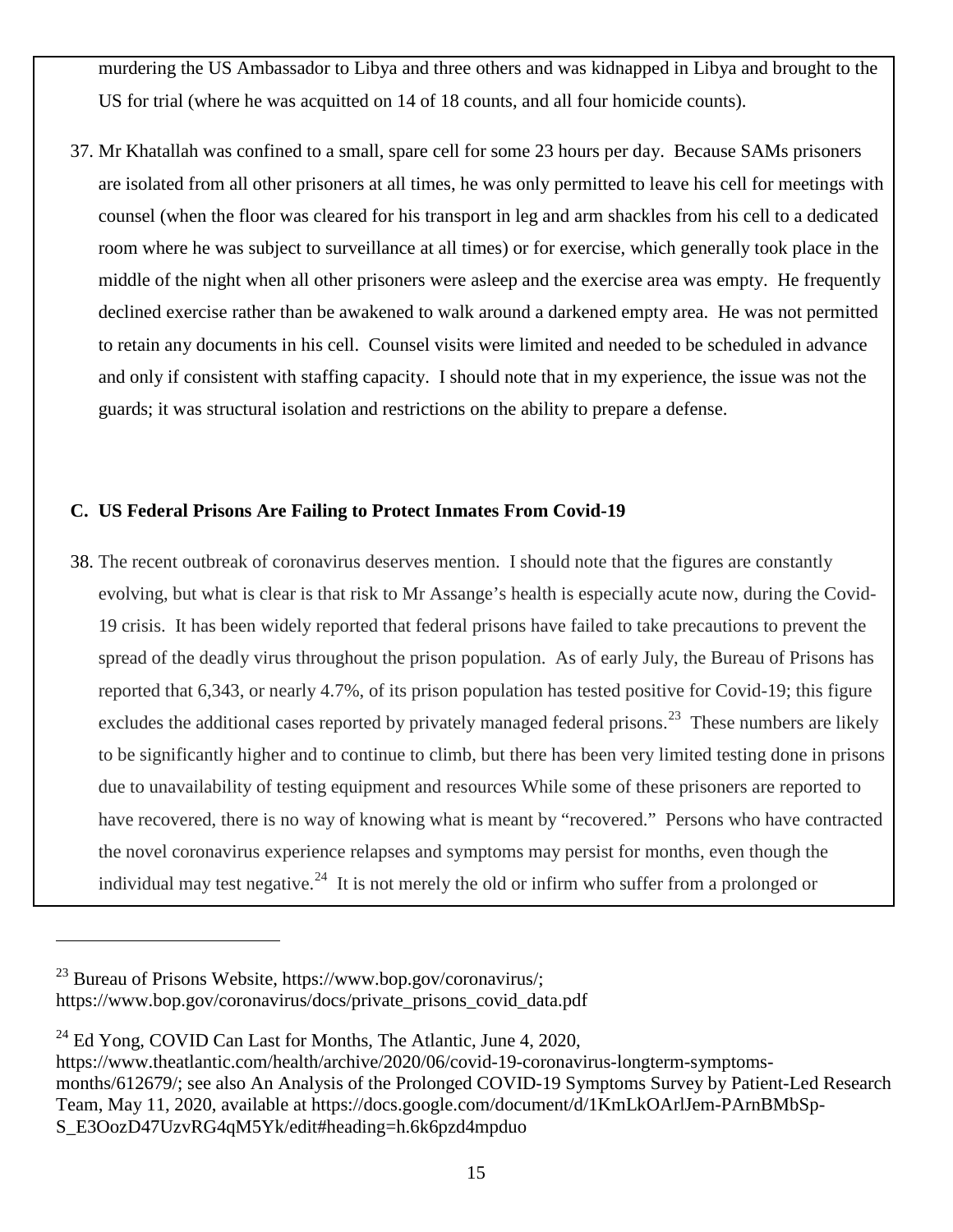murdering the US Ambassador to Libya and three others and was kidnapped in Libya and brought to the US for trial (where he was acquitted on 14 of 18 counts, and all four homicide counts).

37. Mr Khatallah was confined to a small, spare cell for some 23 hours per day. Because SAMs prisoners are isolated from all other prisoners at all times, he was only permitted to leave his cell for meetings with counsel (when the floor was cleared for his transport in leg and arm shackles from his cell to a dedicated room where he was subject to surveillance at all times) or for exercise, which generally took place in the middle of the night when all other prisoners were asleep and the exercise area was empty. He frequently declined exercise rather than be awakened to walk around a darkened empty area. He was not permitted to retain any documents in his cell. Counsel visits were limited and needed to be scheduled in advance and only if consistent with staffing capacity. I should note that in my experience, the issue was not the guards; it was structural isolation and restrictions on the ability to prepare a defense.

### C. US Federal Prisons Are Failing to Protect Inmates From Covid-19

38. The recent outbreak of coronavirus deserves mention. I should note that the figures are constantly evolving, but what is clear is that risk to Mr Assange's health is especially acute now, during the Covid-19 crisis. It has been widely reported that federal prisons have failed to take precautions to prevent the spread of the deadly virus throughout the prison population. As of early July, the Bureau of Prisons has reported that 6,343, or nearly 4.7%, of its prison population has tested positive for Covid-19; this figure excludes the additional cases reported by privately managed federal prisons.[23] These numbers are likely to be significantly higher and to continue to climb, but there has been very limited testing done in prisons due to unavailability of testing equipment and resources While some of these prisoners are reported to have recovered, there is no way of knowing what is meant by "recovered." Persons who have contracted the novel coronavirus experience relapses and symptoms may persist for months, even though the individual may test negative.[24] It is not merely the old or infirm who suffer from a prolonged or

---

[23] Bureau of Prisons Website, https://www.bop.gov/coronavirus/; https://www.bop.gov/coronavirus/docs/private_prisons_covid_data.pdf

[24] Ed Yong, COVID Can Last for Months, The Atlantic, June 4, 2020, https://www.theatlantic.com/health/archive/2020/06/covid-19-coronavirus-longterm-symptoms-months/612679/; see also An Analysis of the Prolonged COVID-19 Symptoms Survey by Patient-Led Research Team, May 11, 2020, available at https://docs.google.com/document/d/1KmLkOArlJem-PArnBMbSp-S_E3OozD47UzvRG4qM5Yk/edit#heading=h.6k6pzd4mpduo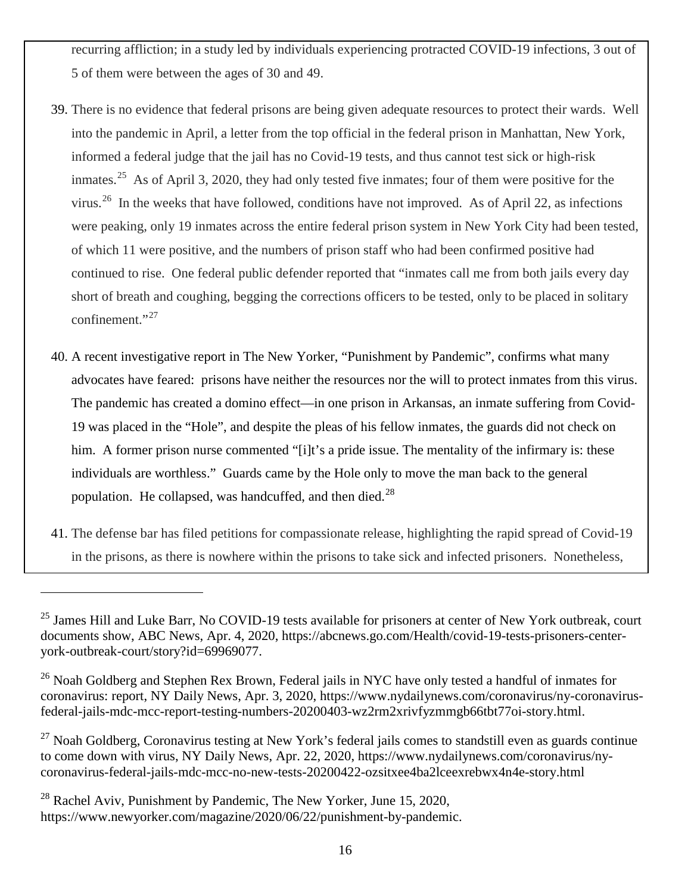recurring affliction; in a study led by individuals experiencing protracted COVID-19 infections, 3 out of 5 of them were between the ages of 30 and 49.

39. There is no evidence that federal prisons are being given adequate resources to protect their wards. Well into the pandemic in April, a letter from the top official in the federal prison in Manhattan, New York, informed a federal judge that the jail has no Covid-19 tests, and thus cannot test sick or high-risk inmates.[25] As of April 3, 2020, they had only tested five inmates; four of them were positive for the virus.[26] In the weeks that have followed, conditions have not improved. As of April 22, as infections were peaking, only 19 inmates across the entire federal prison system in New York City had been tested, of which 11 were positive, and the numbers of prison staff who had been confirmed positive had continued to rise. One federal public defender reported that "inmates call me from both jails every day short of breath and coughing, begging the corrections officers to be tested, only to be placed in solitary confinement."[27]

40. A recent investigative report in The New Yorker, "Punishment by Pandemic", confirms what many advocates have feared: prisons have neither the resources nor the will to protect inmates from this virus. The pandemic has created a domino effect—in one prison in Arkansas, an inmate suffering from Covid-19 was placed in the "Hole", and despite the pleas of his fellow inmates, the guards did not check on him. A former prison nurse commented "[i]t's a pride issue. The mentality of the infirmary is: these individuals are worthless." Guards came by the Hole only to move the man back to the general population. He collapsed, was handcuffed, and then died.[28]

41. The defense bar has filed petitions for compassionate release, highlighting the rapid spread of Covid-19 in the prisons, as there is nowhere within the prisons to take sick and infected prisoners. Nonetheless,

---

[25] James Hill and Luke Barr, No COVID-19 tests available for prisoners at center of New York outbreak, court documents show, ABC News, Apr. 4, 2020, https://abcnews.go.com/Health/covid-19-tests-prisoners-center-york-outbreak-court/story?id=69969077.

[26] Noah Goldberg and Stephen Rex Brown, Federal jails in NYC have only tested a handful of inmates for coronavirus: report, NY Daily News, Apr. 3, 2020, https://www.nydailynews.com/coronavirus/ny-coronavirus-federal-jails-mdc-mcc-report-testing-numbers-20200403-wz2rm2xrivfyzmmgb66tbt77oi-story.html.

[27] Noah Goldberg, Coronavirus testing at New York's federal jails comes to standstill even as guards continue to come down with virus, NY Daily News, Apr. 22, 2020, https://www.nydailynews.com/coronavirus/ny-coronavirus-federal-jails-mdc-mcc-no-new-tests-20200422-ozsitxee4ba2lceexrebwx4n4e-story.html

[28] Rachel Aviv, Punishment by Pandemic, The New Yorker, June 15, 2020, https://www.newyorker.com/magazine/2020/06/22/punishment-by-pandemic.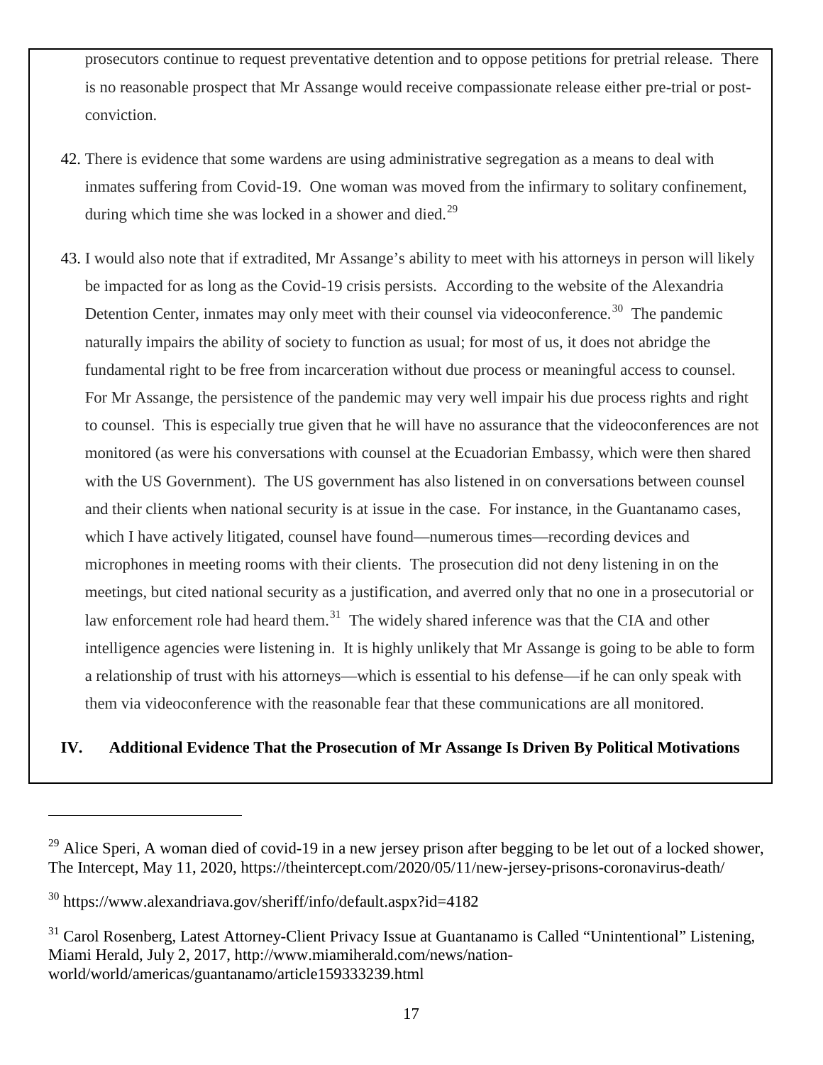prosecutors continue to request preventative detention and to oppose petitions for pretrial release. There is no reasonable prospect that Mr Assange would receive compassionate release either pre-trial or post-conviction.

42. There is evidence that some wardens are using administrative segregation as a means to deal with inmates suffering from Covid-19. One woman was moved from the infirmary to solitary confinement, during which time she was locked in a shower and died.[29]

43. I would also note that if extradited, Mr Assange's ability to meet with his attorneys in person will likely be impacted for as long as the Covid-19 crisis persists. According to the website of the Alexandria Detention Center, inmates may only meet with their counsel via videoconference.[30] The pandemic naturally impairs the ability of society to function as usual; for most of us, it does not abridge the fundamental right to be free from incarceration without due process or meaningful access to counsel. For Mr Assange, the persistence of the pandemic may very well impair his due process rights and right to counsel. This is especially true given that he will have no assurance that the videoconferences are not monitored (as were his conversations with counsel at the Ecuadorian Embassy, which were then shared with the US Government). The US government has also listened in on conversations between counsel and their clients when national security is at issue in the case. For instance, in the Guantanamo cases, which I have actively litigated, counsel have found—numerous times—recording devices and microphones in meeting rooms with their clients. The prosecution did not deny listening in on the meetings, but cited national security as a justification, and averred only that no one in a prosecutorial or law enforcement role had heard them.[31] The widely shared inference was that the CIA and other intelligence agencies were listening in. It is highly unlikely that Mr Assange is going to be able to form a relationship of trust with his attorneys—which is essential to his defense—if he can only speak with them via videoconference with the reasonable fear that these communications are all monitored.

## IV. Additional Evidence That the Prosecution of Mr Assange Is Driven By Political Motivations

---

[29] Alice Speri, A woman died of covid-19 in a new jersey prison after begging to be let out of a locked shower, The Intercept, May 11, 2020, https://theintercept.com/2020/05/11/new-jersey-prisons-coronavirus-death/

[30] https://www.alexandriava.gov/sheriff/info/default.aspx?id=4182

[31] Carol Rosenberg, Latest Attorney-Client Privacy Issue at Guantanamo is Called "Unintentional" Listening, Miami Herald, July 2, 2017, http://www.miamiherald.com/news/nation-world/world/americas/guantanamo/article159333239.html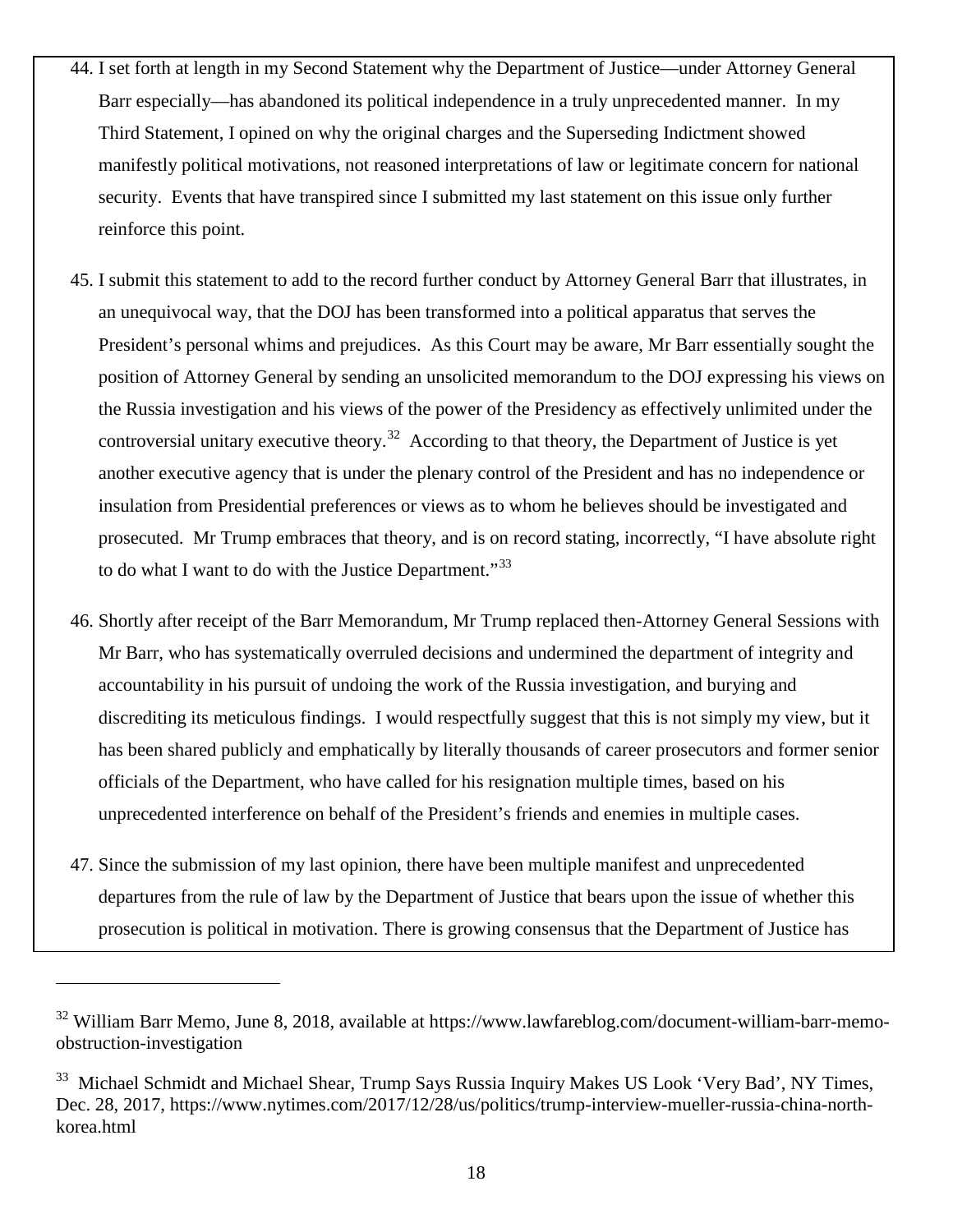44. I set forth at length in my Second Statement why the Department of Justice—under Attorney General Barr especially—has abandoned its political independence in a truly unprecedented manner. In my Third Statement, I opined on why the original charges and the Superseding Indictment showed manifestly political motivations, not reasoned interpretations of law or legitimate concern for national security. Events that have transpired since I submitted my last statement on this issue only further reinforce this point.

45. I submit this statement to add to the record further conduct by Attorney General Barr that illustrates, in an unequivocal way, that the DOJ has been transformed into a political apparatus that serves the President's personal whims and prejudices. As this Court may be aware, Mr Barr essentially sought the position of Attorney General by sending an unsolicited memorandum to the DOJ expressing his views on the Russia investigation and his views of the power of the Presidency as effectively unlimited under the controversial unitary executive theory.[32] According to that theory, the Department of Justice is yet another executive agency that is under the plenary control of the President and has no independence or insulation from Presidential preferences or views as to whom he believes should be investigated and prosecuted. Mr Trump embraces that theory, and is on record stating, incorrectly, "I have absolute right to do what I want to do with the Justice Department."[33]

46. Shortly after receipt of the Barr Memorandum, Mr Trump replaced then-Attorney General Sessions with Mr Barr, who has systematically overruled decisions and undermined the department of integrity and accountability in his pursuit of undoing the work of the Russia investigation, and burying and discrediting its meticulous findings. I would respectfully suggest that this is not simply my view, but it has been shared publicly and emphatically by literally thousands of career prosecutors and former senior officials of the Department, who have called for his resignation multiple times, based on his unprecedented interference on behalf of the President's friends and enemies in multiple cases.

47. Since the submission of my last opinion, there have been multiple manifest and unprecedented departures from the rule of law by the Department of Justice that bears upon the issue of whether this prosecution is political in motivation. There is growing consensus that the Department of Justice has

---

[32] William Barr Memo, June 8, 2018, available at https://www.lawfareblog.com/document-william-barr-memo-obstruction-investigation

[33] Michael Schmidt and Michael Shear, Trump Says Russia Inquiry Makes US Look 'Very Bad', NY Times, Dec. 28, 2017, https://www.nytimes.com/2017/12/28/us/politics/trump-interview-mueller-russia-china-north-korea.html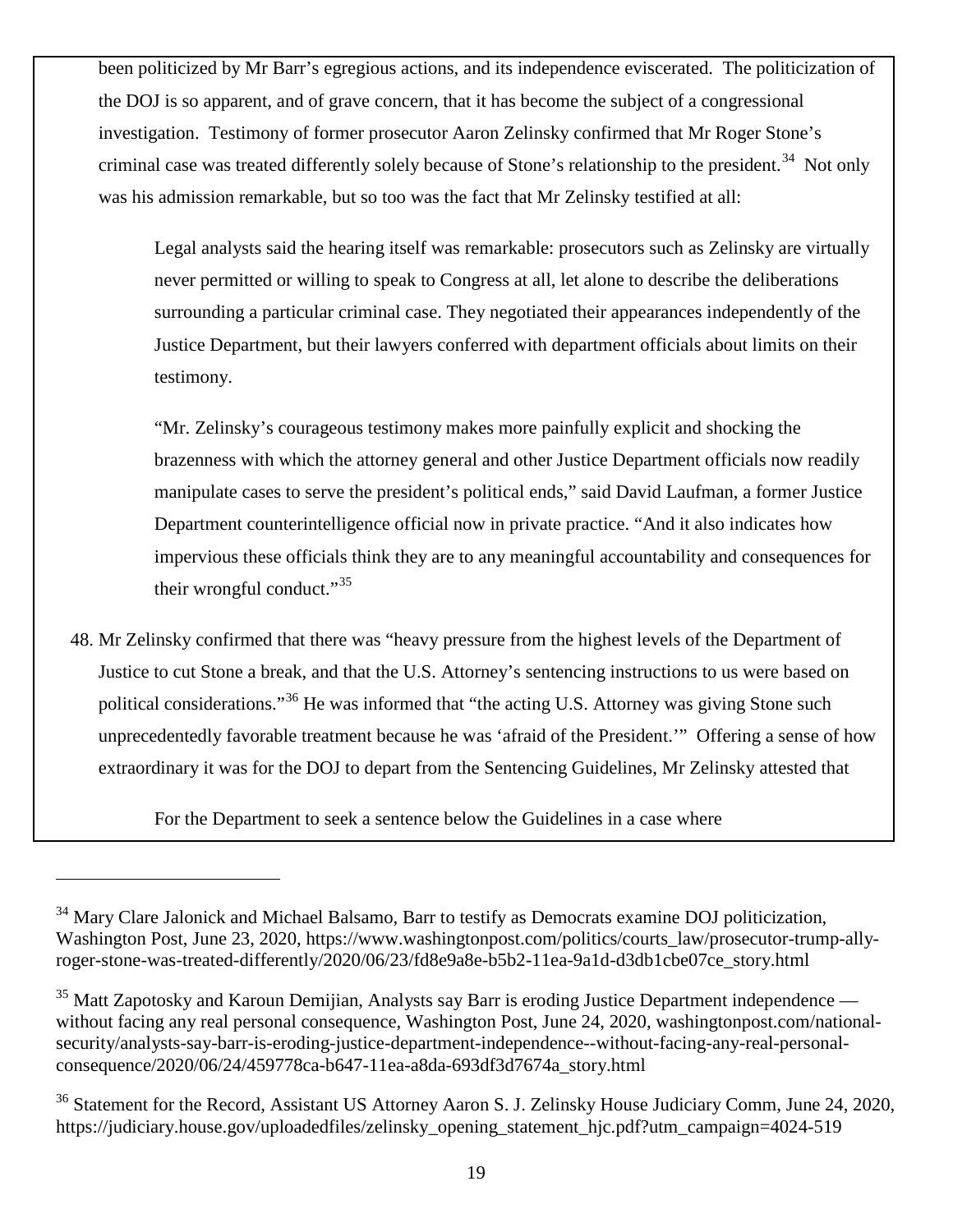been politicized by Mr Barr's egregious actions, and its independence eviscerated. The politicization of the DOJ is so apparent, and of grave concern, that it has become the subject of a congressional investigation. Testimony of former prosecutor Aaron Zelinsky confirmed that Mr Roger Stone's criminal case was treated differently solely because of Stone's relationship to the president.[34] Not only was his admission remarkable, but so too was the fact that Mr Zelinsky testified at all:

> Legal analysts said the hearing itself was remarkable: prosecutors such as Zelinsky are virtually never permitted or willing to speak to Congress at all, let alone to describe the deliberations surrounding a particular criminal case. They negotiated their appearances independently of the Justice Department, but their lawyers conferred with department officials about limits on their testimony.
>
> "Mr. Zelinsky's courageous testimony makes more painfully explicit and shocking the brazenness with which the attorney general and other Justice Department officials now readily manipulate cases to serve the president's political ends," said David Laufman, a former Justice Department counterintelligence official now in private practice. "And it also indicates how impervious these officials think they are to any meaningful accountability and consequences for their wrongful conduct."[35]

48. Mr Zelinsky confirmed that there was "heavy pressure from the highest levels of the Department of Justice to cut Stone a break, and that the U.S. Attorney's sentencing instructions to us were based on political considerations."[36] He was informed that "the acting U.S. Attorney was giving Stone such unprecedentedly favorable treatment because he was 'afraid of the President.'" Offering a sense of how extraordinary it was for the DOJ to depart from the Sentencing Guidelines, Mr Zelinsky attested that

> For the Department to seek a sentence below the Guidelines in a case where

---

[34] Mary Clare Jalonick and Michael Balsamo, Barr to testify as Democrats examine DOJ politicization, Washington Post, June 23, 2020, https://www.washingtonpost.com/politics/courts_law/prosecutor-trump-ally-roger-stone-was-treated-differently/2020/06/23/fd8e9a8e-b5b2-11ea-9a1d-d3db1cbe07ce_story.html

[35] Matt Zapotosky and Karoun Demijian, Analysts say Barr is eroding Justice Department independence — without facing any real personal consequence, Washington Post, June 24, 2020, washingtonpost.com/national-security/analysts-say-barr-is-eroding-justice-department-independence--without-facing-any-real-personal-consequence/2020/06/24/459778ca-b647-11ea-a8da-693df3d7674a_story.html

[36] Statement for the Record, Assistant US Attorney Aaron S. J. Zelinsky House Judiciary Comm, June 24, 2020, https://judiciary.house.gov/uploadedfiles/zelinsky_opening_statement_hjc.pdf?utm_campaign=4024-519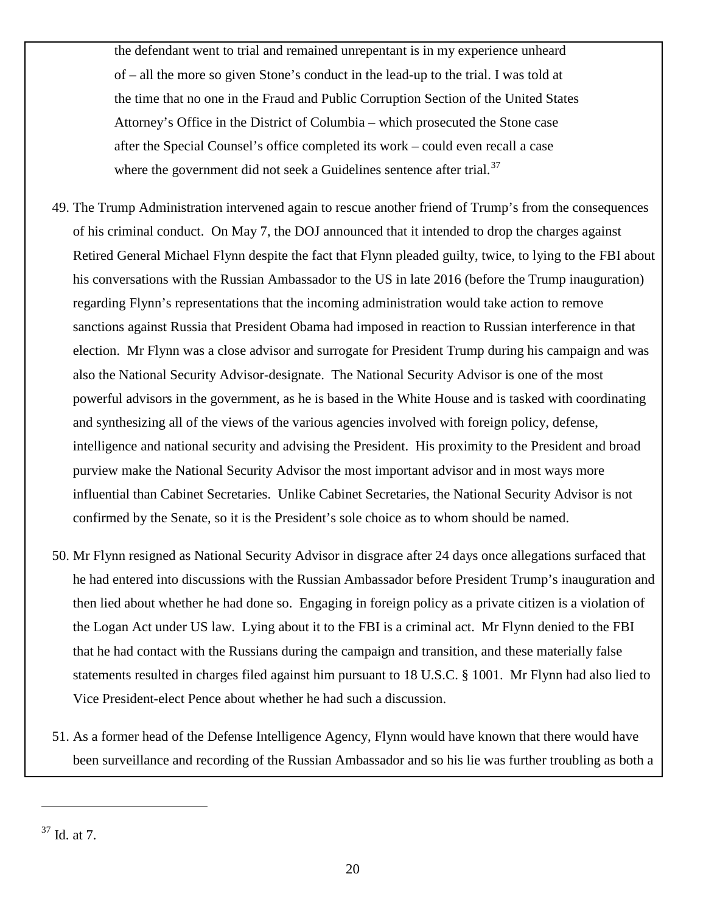> the defendant went to trial and remained unrepentant is in my experience unheard of – all the more so given Stone's conduct in the lead-up to the trial. I was told at the time that no one in the Fraud and Public Corruption Section of the United States Attorney's Office in the District of Columbia – which prosecuted the Stone case after the Special Counsel's office completed its work – could even recall a case where the government did not seek a Guidelines sentence after trial.[37]

49. The Trump Administration intervened again to rescue another friend of Trump's from the consequences of his criminal conduct. On May 7, the DOJ announced that it intended to drop the charges against Retired General Michael Flynn despite the fact that Flynn pleaded guilty, twice, to lying to the FBI about his conversations with the Russian Ambassador to the US in late 2016 (before the Trump inauguration) regarding Flynn's representations that the incoming administration would take action to remove sanctions against Russia that President Obama had imposed in reaction to Russian interference in that election. Mr Flynn was a close advisor and surrogate for President Trump during his campaign and was also the National Security Advisor-designate. The National Security Advisor is one of the most powerful advisors in the government, as he is based in the White House and is tasked with coordinating and synthesizing all of the views of the various agencies involved with foreign policy, defense, intelligence and national security and advising the President. His proximity to the President and broad purview make the National Security Advisor the most important advisor and in most ways more influential than Cabinet Secretaries. Unlike Cabinet Secretaries, the National Security Advisor is not confirmed by the Senate, so it is the President's sole choice as to whom should be named.

50. Mr Flynn resigned as National Security Advisor in disgrace after 24 days once allegations surfaced that he had entered into discussions with the Russian Ambassador before President Trump's inauguration and then lied about whether he had done so. Engaging in foreign policy as a private citizen is a violation of the Logan Act under US law. Lying about it to the FBI is a criminal act. Mr Flynn denied to the FBI that he had contact with the Russians during the campaign and transition, and these materially false statements resulted in charges filed against him pursuant to 18 U.S.C. § 1001. Mr Flynn had also lied to Vice President-elect Pence about whether he had such a discussion.

51. As a former head of the Defense Intelligence Agency, Flynn would have known that there would have been surveillance and recording of the Russian Ambassador and so his lie was further troubling as both a

---

[37] Id. at 7.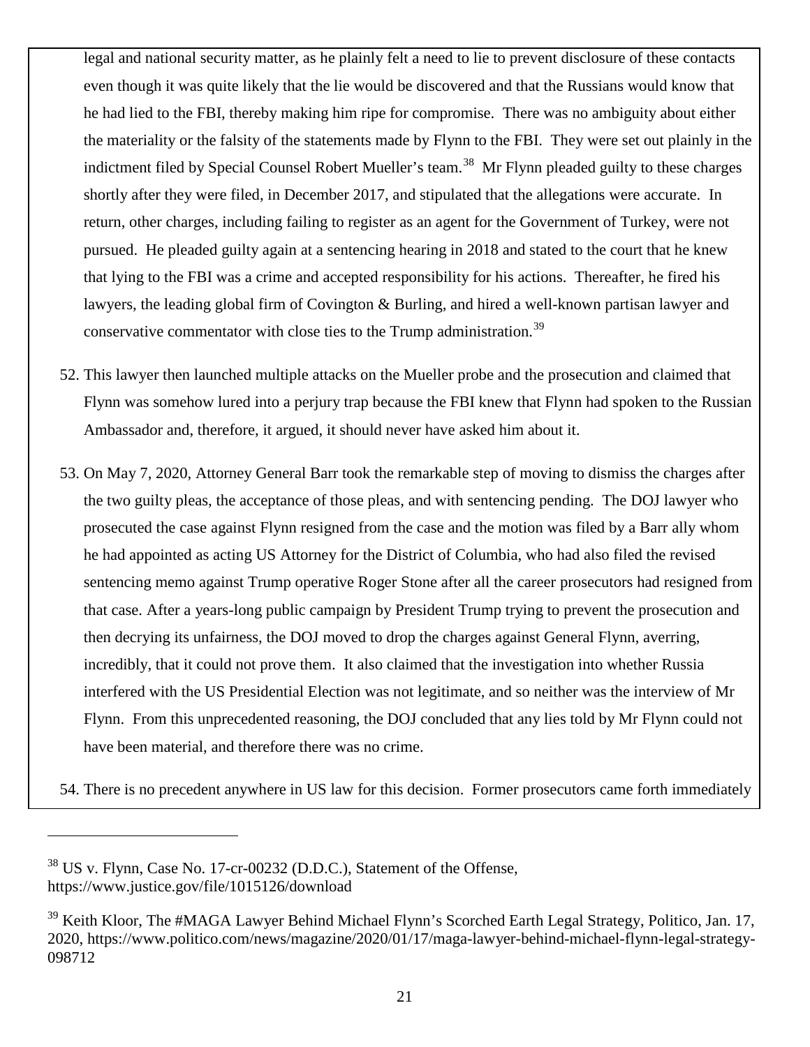legal and national security matter, as he plainly felt a need to lie to prevent disclosure of these contacts even though it was quite likely that the lie would be discovered and that the Russians would know that he had lied to the FBI, thereby making him ripe for compromise. There was no ambiguity about either the materiality or the falsity of the statements made by Flynn to the FBI. They were set out plainly in the indictment filed by Special Counsel Robert Mueller's team.[38] Mr Flynn pleaded guilty to these charges shortly after they were filed, in December 2017, and stipulated that the allegations were accurate. In return, other charges, including failing to register as an agent for the Government of Turkey, were not pursued. He pleaded guilty again at a sentencing hearing in 2018 and stated to the court that he knew that lying to the FBI was a crime and accepted responsibility for his actions. Thereafter, he fired his lawyers, the leading global firm of Covington & Burling, and hired a well-known partisan lawyer and conservative commentator with close ties to the Trump administration.[39]

52. This lawyer then launched multiple attacks on the Mueller probe and the prosecution and claimed that Flynn was somehow lured into a perjury trap because the FBI knew that Flynn had spoken to the Russian Ambassador and, therefore, it argued, it should never have asked him about it.

53. On May 7, 2020, Attorney General Barr took the remarkable step of moving to dismiss the charges after the two guilty pleas, the acceptance of those pleas, and with sentencing pending. The DOJ lawyer who prosecuted the case against Flynn resigned from the case and the motion was filed by a Barr ally whom he had appointed as acting US Attorney for the District of Columbia, who had also filed the revised sentencing memo against Trump operative Roger Stone after all the career prosecutors had resigned from that case. After a years-long public campaign by President Trump trying to prevent the prosecution and then decrying its unfairness, the DOJ moved to drop the charges against General Flynn, averring, incredibly, that it could not prove them. It also claimed that the investigation into whether Russia interfered with the US Presidential Election was not legitimate, and so neither was the interview of Mr Flynn. From this unprecedented reasoning, the DOJ concluded that any lies told by Mr Flynn could not have been material, and therefore there was no crime.

54. There is no precedent anywhere in US law for this decision. Former prosecutors came forth immediately

---

[38] US v. Flynn, Case No. 17-cr-00232 (D.D.C.), Statement of the Offense, https://www.justice.gov/file/1015126/download

[39] Keith Kloor, The #MAGA Lawyer Behind Michael Flynn's Scorched Earth Legal Strategy, Politico, Jan. 17, 2020, https://www.politico.com/news/magazine/2020/01/17/maga-lawyer-behind-michael-flynn-legal-strategy-098712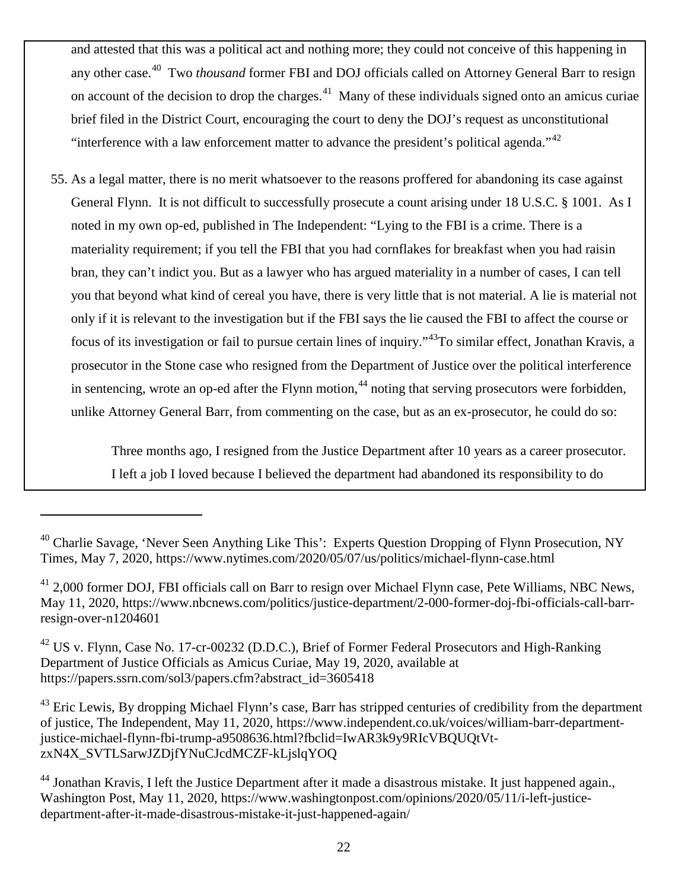and attested that this was a political act and nothing more; they could not conceive of this happening in any other case.[40] Two *thousand* former FBI and DOJ officials called on Attorney General Barr to resign on account of the decision to drop the charges.[41] Many of these individuals signed onto an amicus curiae brief filed in the District Court, encouraging the court to deny the DOJ's request as unconstitutional "interference with a law enforcement matter to advance the president's political agenda."[42]

55. As a legal matter, there is no merit whatsoever to the reasons proffered for abandoning its case against General Flynn. It is not difficult to successfully prosecute a count arising under 18 U.S.C. § 1001. As I noted in my own op-ed, published in The Independent: "Lying to the FBI is a crime. There is a materiality requirement; if you tell the FBI that you had cornflakes for breakfast when you had raisin bran, they can't indict you. But as a lawyer who has argued materiality in a number of cases, I can tell you that beyond what kind of cereal you have, there is very little that is not material. A lie is material not only if it is relevant to the investigation but if the FBI says the lie caused the FBI to affect the course or focus of its investigation or fail to pursue certain lines of inquiry."[43]To similar effect, Jonathan Kravis, a prosecutor in the Stone case who resigned from the Department of Justice over the political interference in sentencing, wrote an op-ed after the Flynn motion,[44] noting that serving prosecutors were forbidden, unlike Attorney General Barr, from commenting on the case, but as an ex-prosecutor, he could do so:

> Three months ago, I resigned from the Justice Department after 10 years as a career prosecutor. I left a job I loved because I believed the department had abandoned its responsibility to do

---

[40] Charlie Savage, 'Never Seen Anything Like This': Experts Question Dropping of Flynn Prosecution, NY Times, May 7, 2020, https://www.nytimes.com/2020/05/07/us/politics/michael-flynn-case.html

[41] 2,000 former DOJ, FBI officials call on Barr to resign over Michael Flynn case, Pete Williams, NBC News, May 11, 2020, https://www.nbcnews.com/politics/justice-department/2-000-former-doj-fbi-officials-call-barr-resign-over-n1204601

[42] US v. Flynn, Case No. 17-cr-00232 (D.D.C.), Brief of Former Federal Prosecutors and High-Ranking Department of Justice Officials as Amicus Curiae, May 19, 2020, available at https://papers.ssrn.com/sol3/papers.cfm?abstract_id=3605418

[43] Eric Lewis, By dropping Michael Flynn's case, Barr has stripped centuries of credibility from the department of justice, The Independent, May 11, 2020, https://www.independent.co.uk/voices/william-barr-department-justice-michael-flynn-fbi-trump-a9508636.html?fbclid=IwAR3k9y9RIcVBQUQtVt-zxN4X_SVTLSarwJZDjfYNuCJcdMCZF-kLjslqYOQ

[44] Jonathan Kravis, I left the Justice Department after it made a disastrous mistake. It just happened again., Washington Post, May 11, 2020, https://www.washingtonpost.com/opinions/2020/05/11/i-left-justice-department-after-it-made-disastrous-mistake-it-just-happened-again/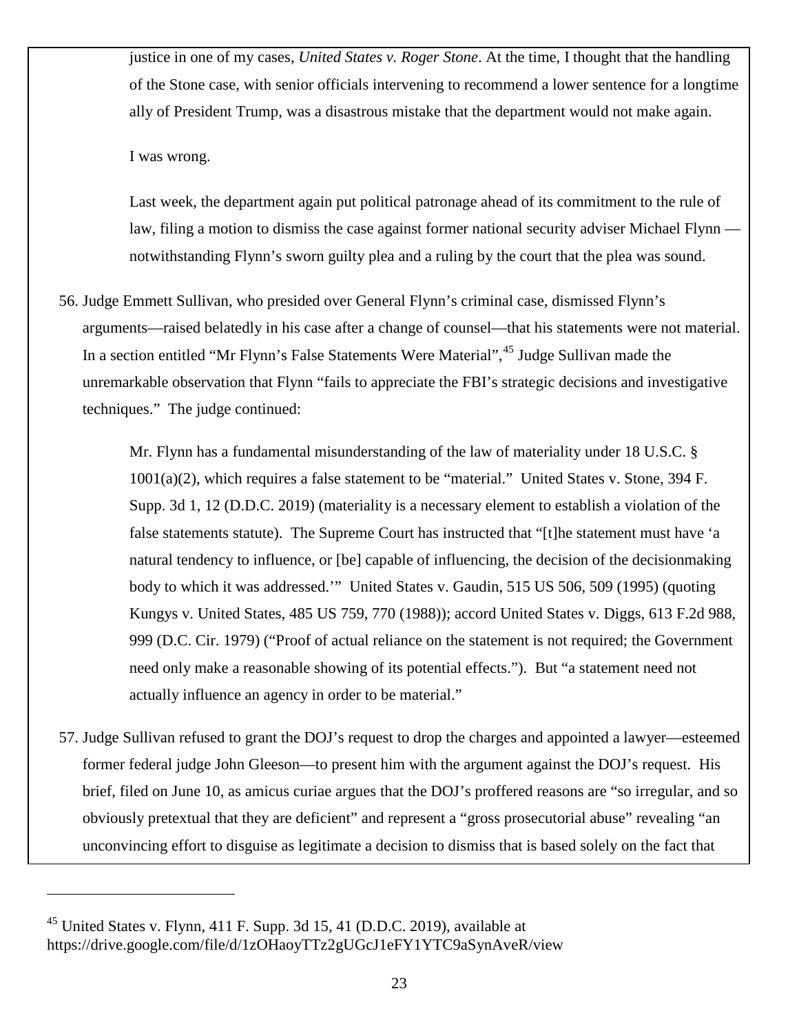> justice in one of my cases, *United States v. Roger Stone*. At the time, I thought that the handling of the Stone case, with senior officials intervening to recommend a lower sentence for a longtime ally of President Trump, was a disastrous mistake that the department would not make again.
>
> I was wrong.
>
> Last week, the department again put political patronage ahead of its commitment to the rule of law, filing a motion to dismiss the case against former national security adviser Michael Flynn — notwithstanding Flynn's sworn guilty plea and a ruling by the court that the plea was sound.

56. Judge Emmett Sullivan, who presided over General Flynn's criminal case, dismissed Flynn's arguments—raised belatedly in his case after a change of counsel—that his statements were not material. In a section entitled "Mr Flynn's False Statements Were Material",[45] Judge Sullivan made the unremarkable observation that Flynn "fails to appreciate the FBI's strategic decisions and investigative techniques." The judge continued:

> Mr. Flynn has a fundamental misunderstanding of the law of materiality under 18 U.S.C. § 1001(a)(2), which requires a false statement to be "material." United States v. Stone, 394 F. Supp. 3d 1, 12 (D.D.C. 2019) (materiality is a necessary element to establish a violation of the false statements statute). The Supreme Court has instructed that "[t]he statement must have 'a natural tendency to influence, or [be] capable of influencing, the decision of the decisionmaking body to which it was addressed.'" United States v. Gaudin, 515 US 506, 509 (1995) (quoting Kungys v. United States, 485 US 759, 770 (1988)); accord United States v. Diggs, 613 F.2d 988, 999 (D.C. Cir. 1979) ("Proof of actual reliance on the statement is not required; the Government need only make a reasonable showing of its potential effects."). But "a statement need not actually influence an agency in order to be material."

57. Judge Sullivan refused to grant the DOJ's request to drop the charges and appointed a lawyer—esteemed former federal judge John Gleeson—to present him with the argument against the DOJ's request. His brief, filed on June 10, as amicus curiae argues that the DOJ's proffered reasons are "so irregular, and so obviously pretextual that they are deficient" and represent a "gross prosecutorial abuse" revealing "an unconvincing effort to disguise as legitimate a decision to dismiss that is based solely on the fact that

---

[45] United States v. Flynn, 411 F. Supp. 3d 15, 41 (D.D.C. 2019), available at https://drive.google.com/file/d/1zOHaoyTTz2gUGcJ1eFY1YTC9aSynAveR/view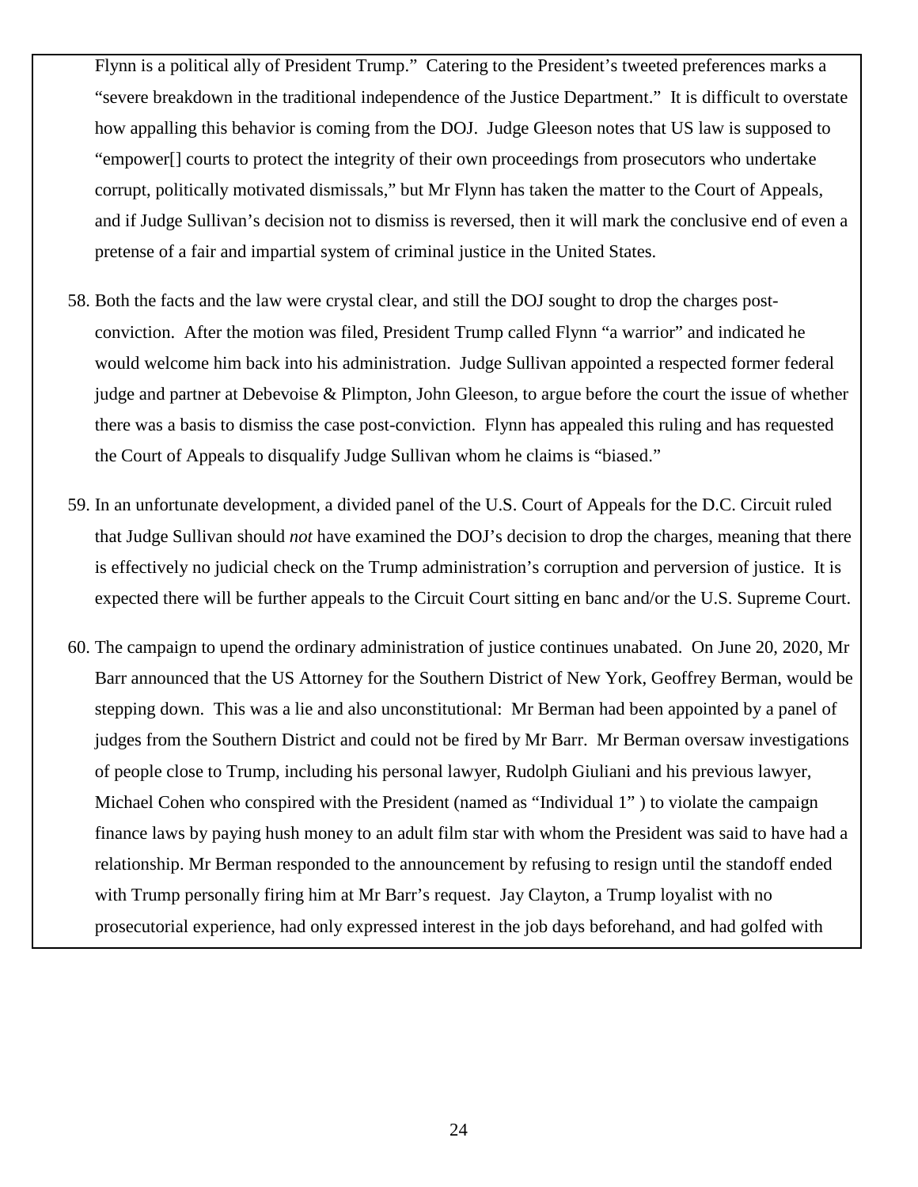Flynn is a political ally of President Trump." Catering to the President's tweeted preferences marks a "severe breakdown in the traditional independence of the Justice Department." It is difficult to overstate how appalling this behavior is coming from the DOJ. Judge Gleeson notes that US law is supposed to "empower[] courts to protect the integrity of their own proceedings from prosecutors who undertake corrupt, politically motivated dismissals," but Mr Flynn has taken the matter to the Court of Appeals, and if Judge Sullivan's decision not to dismiss is reversed, then it will mark the conclusive end of even a pretense of a fair and impartial system of criminal justice in the United States.

58. Both the facts and the law were crystal clear, and still the DOJ sought to drop the charges post-conviction. After the motion was filed, President Trump called Flynn "a warrior" and indicated he would welcome him back into his administration. Judge Sullivan appointed a respected former federal judge and partner at Debevoise & Plimpton, John Gleeson, to argue before the court the issue of whether there was a basis to dismiss the case post-conviction. Flynn has appealed this ruling and has requested the Court of Appeals to disqualify Judge Sullivan whom he claims is "biased."

59. In an unfortunate development, a divided panel of the U.S. Court of Appeals for the D.C. Circuit ruled that Judge Sullivan should *not* have examined the DOJ's decision to drop the charges, meaning that there is effectively no judicial check on the Trump administration's corruption and perversion of justice. It is expected there will be further appeals to the Circuit Court sitting en banc and/or the U.S. Supreme Court.

60. The campaign to upend the ordinary administration of justice continues unabated. On June 20, 2020, Mr Barr announced that the US Attorney for the Southern District of New York, Geoffrey Berman, would be stepping down. This was a lie and also unconstitutional: Mr Berman had been appointed by a panel of judges from the Southern District and could not be fired by Mr Barr. Mr Berman oversaw investigations of people close to Trump, including his personal lawyer, Rudolph Giuliani and his previous lawyer, Michael Cohen who conspired with the President (named as "Individual 1" ) to violate the campaign finance laws by paying hush money to an adult film star with whom the President was said to have had a relationship. Mr Berman responded to the announcement by refusing to resign until the standoff ended with Trump personally firing him at Mr Barr's request. Jay Clayton, a Trump loyalist with no prosecutorial experience, had only expressed interest in the job days beforehand, and had golfed with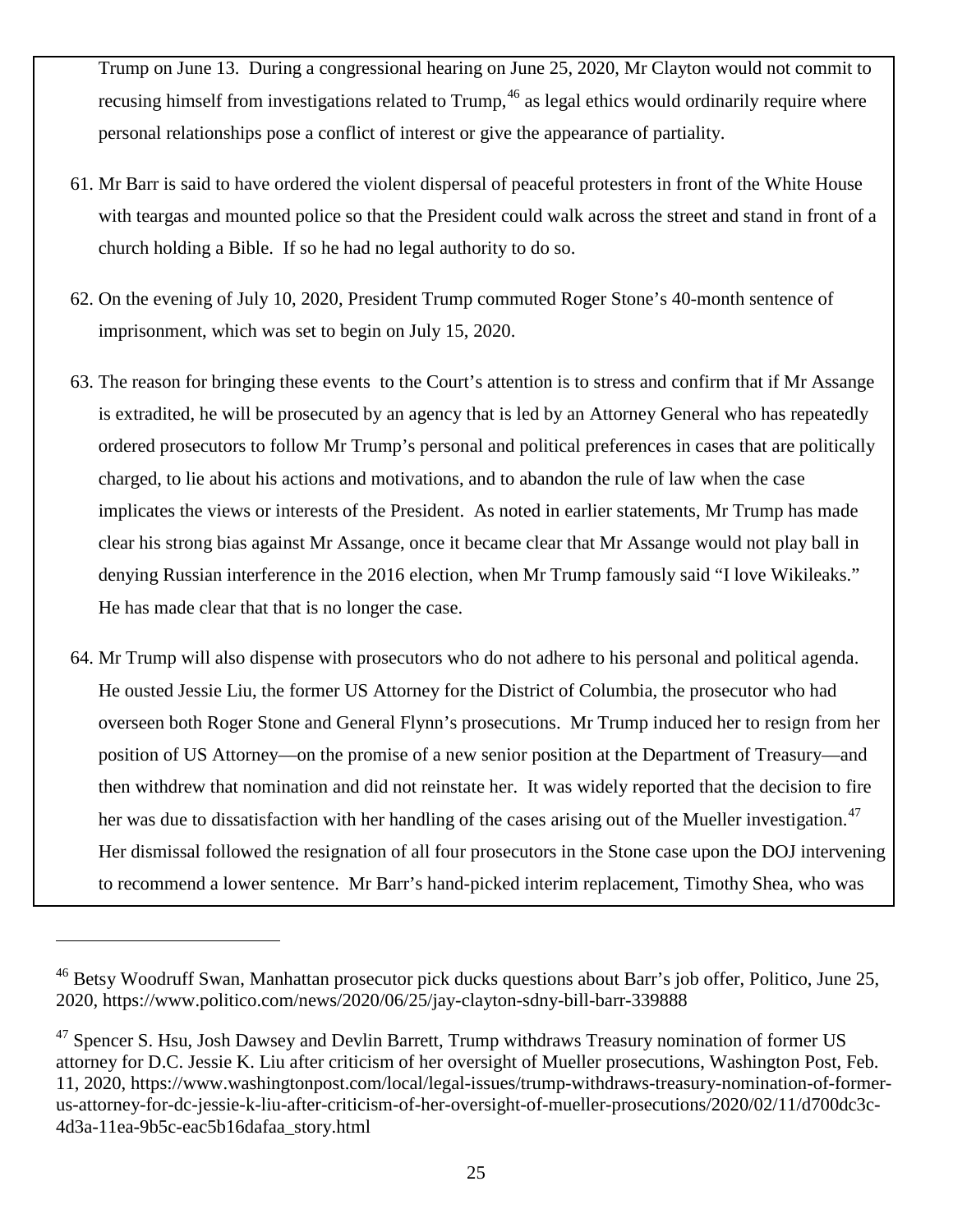Trump on June 13. During a congressional hearing on June 25, 2020, Mr Clayton would not commit to recusing himself from investigations related to Trump,[46] as legal ethics would ordinarily require where personal relationships pose a conflict of interest or give the appearance of partiality.

61. Mr Barr is said to have ordered the violent dispersal of peaceful protesters in front of the White House with teargas and mounted police so that the President could walk across the street and stand in front of a church holding a Bible. If so he had no legal authority to do so.

62. On the evening of July 10, 2020, President Trump commuted Roger Stone's 40-month sentence of imprisonment, which was set to begin on July 15, 2020.

63. The reason for bringing these events to the Court's attention is to stress and confirm that if Mr Assange is extradited, he will be prosecuted by an agency that is led by an Attorney General who has repeatedly ordered prosecutors to follow Mr Trump's personal and political preferences in cases that are politically charged, to lie about his actions and motivations, and to abandon the rule of law when the case implicates the views or interests of the President. As noted in earlier statements, Mr Trump has made clear his strong bias against Mr Assange, once it became clear that Mr Assange would not play ball in denying Russian interference in the 2016 election, when Mr Trump famously said "I love Wikileaks." He has made clear that that is no longer the case.

64. Mr Trump will also dispense with prosecutors who do not adhere to his personal and political agenda. He ousted Jessie Liu, the former US Attorney for the District of Columbia, the prosecutor who had overseen both Roger Stone and General Flynn's prosecutions. Mr Trump induced her to resign from her position of US Attorney—on the promise of a new senior position at the Department of Treasury—and then withdrew that nomination and did not reinstate her. It was widely reported that the decision to fire her was due to dissatisfaction with her handling of the cases arising out of the Mueller investigation.[47] Her dismissal followed the resignation of all four prosecutors in the Stone case upon the DOJ intervening to recommend a lower sentence. Mr Barr's hand-picked interim replacement, Timothy Shea, who was

---

[46] Betsy Woodruff Swan, Manhattan prosecutor pick ducks questions about Barr's job offer, Politico, June 25, 2020, https://www.politico.com/news/2020/06/25/jay-clayton-sdny-bill-barr-339888

[47] Spencer S. Hsu, Josh Dawsey and Devlin Barrett, Trump withdraws Treasury nomination of former US attorney for D.C. Jessie K. Liu after criticism of her oversight of Mueller prosecutions, Washington Post, Feb. 11, 2020, https://www.washingtonpost.com/local/legal-issues/trump-withdraws-treasury-nomination-of-former-us-attorney-for-dc-jessie-k-liu-after-criticism-of-her-oversight-of-mueller-prosecutions/2020/02/11/d700dc3c-4d3a-11ea-9b5c-eac5b16dafaa_story.html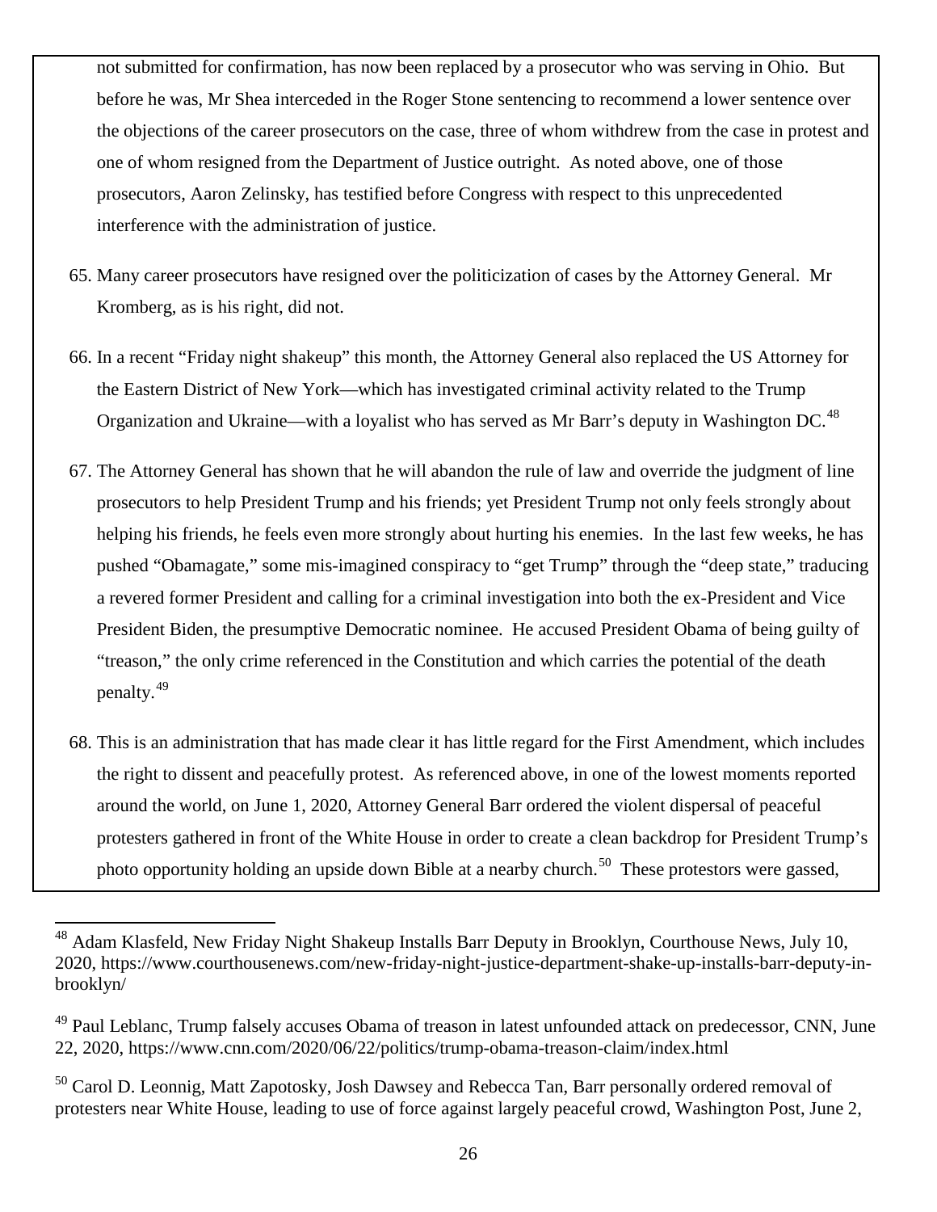not submitted for confirmation, has now been replaced by a prosecutor who was serving in Ohio. But before he was, Mr Shea interceded in the Roger Stone sentencing to recommend a lower sentence over the objections of the career prosecutors on the case, three of whom withdrew from the case in protest and one of whom resigned from the Department of Justice outright. As noted above, one of those prosecutors, Aaron Zelinsky, has testified before Congress with respect to this unprecedented interference with the administration of justice.

65. Many career prosecutors have resigned over the politicization of cases by the Attorney General. Mr Kromberg, as is his right, did not.

66. In a recent "Friday night shakeup" this month, the Attorney General also replaced the US Attorney for the Eastern District of New York—which has investigated criminal activity related to the Trump Organization and Ukraine—with a loyalist who has served as Mr Barr's deputy in Washington DC.[48]

67. The Attorney General has shown that he will abandon the rule of law and override the judgment of line prosecutors to help President Trump and his friends; yet President Trump not only feels strongly about helping his friends, he feels even more strongly about hurting his enemies. In the last few weeks, he has pushed "Obamagate," some mis-imagined conspiracy to "get Trump" through the "deep state," traducing a revered former President and calling for a criminal investigation into both the ex-President and Vice President Biden, the presumptive Democratic nominee. He accused President Obama of being guilty of "treason," the only crime referenced in the Constitution and which carries the potential of the death penalty.[49]

68. This is an administration that has made clear it has little regard for the First Amendment, which includes the right to dissent and peacefully protest. As referenced above, in one of the lowest moments reported around the world, on June 1, 2020, Attorney General Barr ordered the violent dispersal of peaceful protesters gathered in front of the White House in order to create a clean backdrop for President Trump's photo opportunity holding an upside down Bible at a nearby church.[50] These protestors were gassed,

---

[48] Adam Klasfeld, New Friday Night Shakeup Installs Barr Deputy in Brooklyn, Courthouse News, July 10, 2020, https://www.courthousenews.com/new-friday-night-justice-department-shake-up-installs-barr-deputy-in-brooklyn/

[49] Paul Leblanc, Trump falsely accuses Obama of treason in latest unfounded attack on predecessor, CNN, June 22, 2020, https://www.cnn.com/2020/06/22/politics/trump-obama-treason-claim/index.html

[50] Carol D. Leonnig, Matt Zapotosky, Josh Dawsey and Rebecca Tan, Barr personally ordered removal of protesters near White House, leading to use of force against largely peaceful crowd, Washington Post, June 2,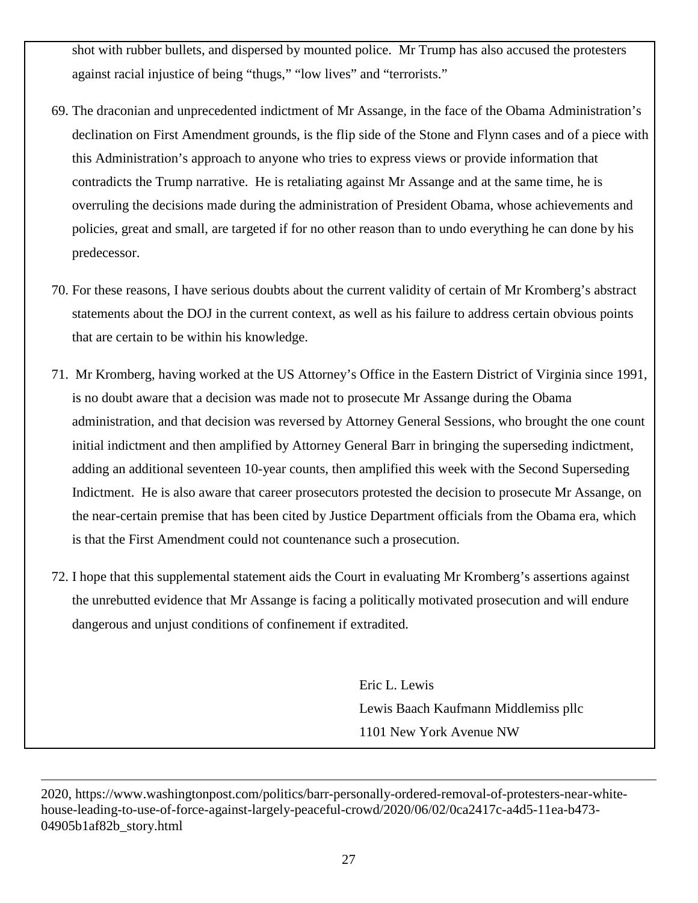shot with rubber bullets, and dispersed by mounted police. Mr Trump has also accused the protesters against racial injustice of being "thugs," "low lives" and "terrorists."

69. The draconian and unprecedented indictment of Mr Assange, in the face of the Obama Administration's declination on First Amendment grounds, is the flip side of the Stone and Flynn cases and of a piece with this Administration's approach to anyone who tries to express views or provide information that contradicts the Trump narrative. He is retaliating against Mr Assange and at the same time, he is overruling the decisions made during the administration of President Obama, whose achievements and policies, great and small, are targeted if for no other reason than to undo everything he can done by his predecessor.

70. For these reasons, I have serious doubts about the current validity of certain of Mr Kromberg's abstract statements about the DOJ in the current context, as well as his failure to address certain obvious points that are certain to be within his knowledge.

71. Mr Kromberg, having worked at the US Attorney's Office in the Eastern District of Virginia since 1991, is no doubt aware that a decision was made not to prosecute Mr Assange during the Obama administration, and that decision was reversed by Attorney General Sessions, who brought the one count initial indictment and then amplified by Attorney General Barr in bringing the superseding indictment, adding an additional seventeen 10-year counts, then amplified this week with the Second Superseding Indictment. He is also aware that career prosecutors protested the decision to prosecute Mr Assange, on the near-certain premise that has been cited by Justice Department officials from the Obama era, which is that the First Amendment could not countenance such a prosecution.

72. I hope that this supplemental statement aids the Court in evaluating Mr Kromberg's assertions against the unrebutted evidence that Mr Assange is facing a politically motivated prosecution and will endure dangerous and unjust conditions of confinement if extradited.

Eric L. Lewis
Lewis Baach Kaufmann Middlemiss pllc
1101 New York Avenue NW

---

2020, https://www.washingtonpost.com/politics/barr-personally-ordered-removal-of-protesters-near-white-house-leading-to-use-of-force-against-largely-peaceful-crowd/2020/06/02/0ca2417c-a4d5-11ea-b473-04905b1af82b_story.html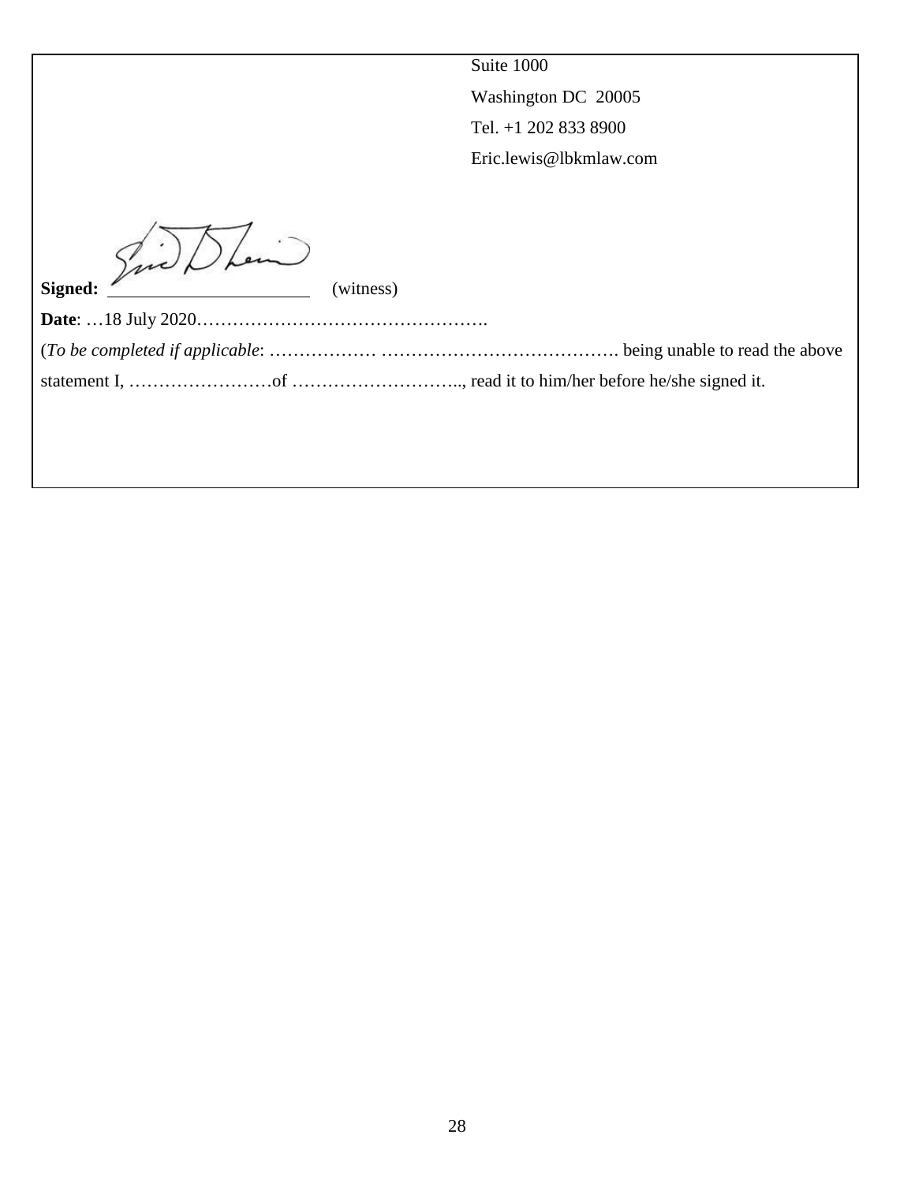Suite 1000

Washington DC 20005

Tel. +1 202 833 8900

Eric.lewis@lbkmlaw.com

**Signed:** ______________________ (witness)

**Date**: …18 July 2020………………………………………….

(*To be completed if applicable*: ……………… …………………………………. being unable to read the above statement I, ……………………of ……………………….., read it to him/her before he/she signed it.